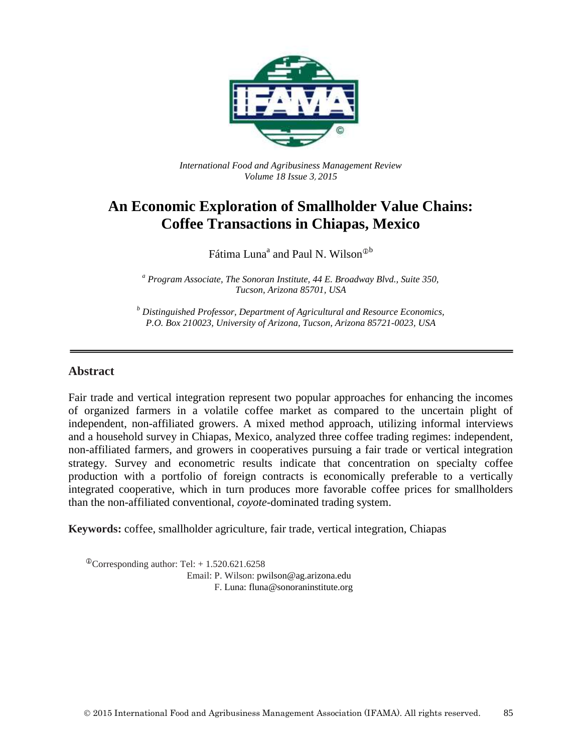*International Food and Agribusiness Management Review*
*Volume 18 Issue 3, 2015*

# An Economic Exploration of Smallholder Value Chains: Coffee Transactions in Chiapas, Mexico

Fátima Luna[a] and Paul N. Wilson[ⓘb]

[a] *Program Associate, The Sonoran Institute, 44 E. Broadway Blvd., Suite 350, Tucson, Arizona 85701, USA*

[b] *Distinguished Professor, Department of Agricultural and Resource Economics, P.O. Box 210023, University of Arizona, Tucson, Arizona 85721-0023, USA*

## Abstract

Fair trade and vertical integration represent two popular approaches for enhancing the incomes of organized farmers in a volatile coffee market as compared to the uncertain plight of independent, non-affiliated growers. A mixed method approach, utilizing informal interviews and a household survey in Chiapas, Mexico, analyzed three coffee trading regimes: independent, non-affiliated farmers, and growers in cooperatives pursuing a fair trade or vertical integration strategy. Survey and econometric results indicate that concentration on specialty coffee production with a portfolio of foreign contracts is economically preferable to a vertically integrated cooperative, which in turn produces more favorable coffee prices for smallholders than the non-affiliated conventional, *coyote*-dominated trading system.

**Keywords:** coffee, smallholder agriculture, fair trade, vertical integration, Chiapas

ⓘCorresponding author: Tel: + 1.520.621.6258
Email: P. Wilson: pwilson@ag.arizona.edu
F. Luna: fluna@sonoraninstitute.org

© 2015 International Food and Agribusiness Management Association (IFAMA). All rights reserved.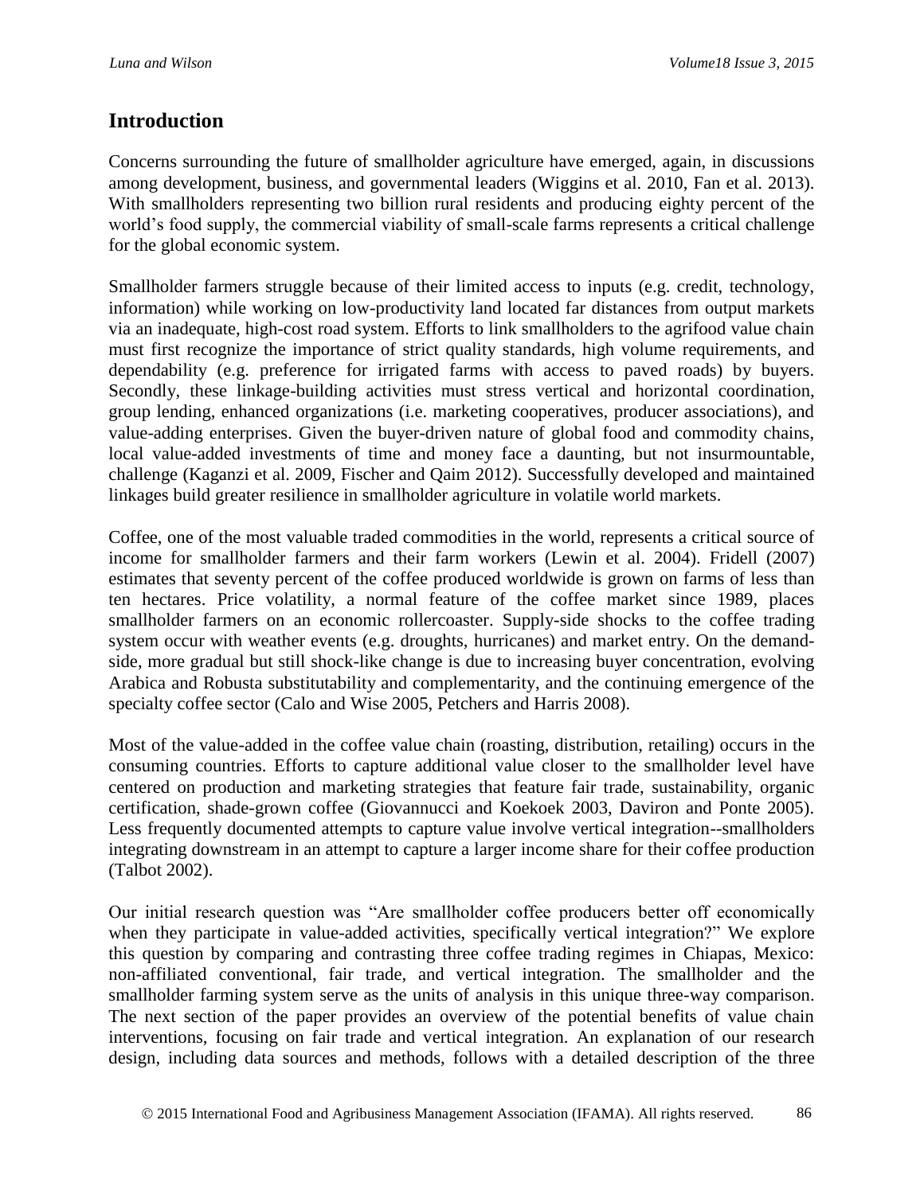## Introduction

Concerns surrounding the future of smallholder agriculture have emerged, again, in discussions among development, business, and governmental leaders (Wiggins et al. 2010, Fan et al. 2013). With smallholders representing two billion rural residents and producing eighty percent of the world's food supply, the commercial viability of small-scale farms represents a critical challenge for the global economic system.

Smallholder farmers struggle because of their limited access to inputs (e.g. credit, technology, information) while working on low-productivity land located far distances from output markets via an inadequate, high-cost road system. Efforts to link smallholders to the agrifood value chain must first recognize the importance of strict quality standards, high volume requirements, and dependability (e.g. preference for irrigated farms with access to paved roads) by buyers. Secondly, these linkage-building activities must stress vertical and horizontal coordination, group lending, enhanced organizations (i.e. marketing cooperatives, producer associations), and value-adding enterprises. Given the buyer-driven nature of global food and commodity chains, local value-added investments of time and money face a daunting, but not insurmountable, challenge (Kaganzi et al. 2009, Fischer and Qaim 2012). Successfully developed and maintained linkages build greater resilience in smallholder agriculture in volatile world markets.

Coffee, one of the most valuable traded commodities in the world, represents a critical source of income for smallholder farmers and their farm workers (Lewin et al. 2004). Fridell (2007) estimates that seventy percent of the coffee produced worldwide is grown on farms of less than ten hectares. Price volatility, a normal feature of the coffee market since 1989, places smallholder farmers on an economic rollercoaster. Supply-side shocks to the coffee trading system occur with weather events (e.g. droughts, hurricanes) and market entry. On the demand-side, more gradual but still shock-like change is due to increasing buyer concentration, evolving Arabica and Robusta substitutability and complementarity, and the continuing emergence of the specialty coffee sector (Calo and Wise 2005, Petchers and Harris 2008).

Most of the value-added in the coffee value chain (roasting, distribution, retailing) occurs in the consuming countries. Efforts to capture additional value closer to the smallholder level have centered on production and marketing strategies that feature fair trade, sustainability, organic certification, shade-grown coffee (Giovannucci and Koekoek 2003, Daviron and Ponte 2005). Less frequently documented attempts to capture value involve vertical integration--smallholders integrating downstream in an attempt to capture a larger income share for their coffee production (Talbot 2002).

Our initial research question was "Are smallholder coffee producers better off economically when they participate in value-added activities, specifically vertical integration?" We explore this question by comparing and contrasting three coffee trading regimes in Chiapas, Mexico: non-affiliated conventional, fair trade, and vertical integration. The smallholder and the smallholder farming system serve as the units of analysis in this unique three-way comparison. The next section of the paper provides an overview of the potential benefits of value chain interventions, focusing on fair trade and vertical integration. An explanation of our research design, including data sources and methods, follows with a detailed description of the three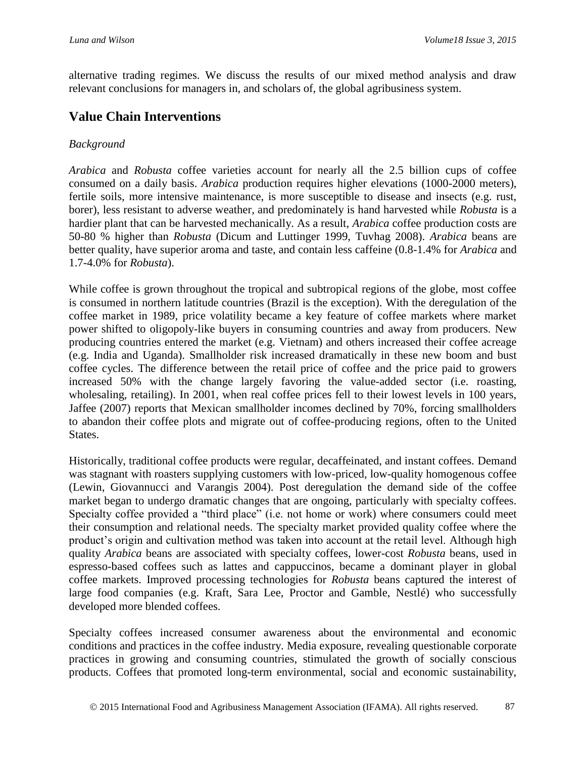alternative trading regimes. We discuss the results of our mixed method analysis and draw relevant conclusions for managers in, and scholars of, the global agribusiness system.

## Value Chain Interventions

*Background*

*Arabica* and *Robusta* coffee varieties account for nearly all the 2.5 billion cups of coffee consumed on a daily basis. *Arabica* production requires higher elevations (1000-2000 meters), fertile soils, more intensive maintenance, is more susceptible to disease and insects (e.g. rust, borer), less resistant to adverse weather, and predominately is hand harvested while *Robusta* is a hardier plant that can be harvested mechanically. As a result, *Arabica* coffee production costs are 50-80 % higher than *Robusta* (Dicum and Luttinger 1999, Tuvhag 2008). *Arabica* beans are better quality, have superior aroma and taste, and contain less caffeine (0.8-1.4% for *Arabica* and 1.7-4.0% for *Robusta*).

While coffee is grown throughout the tropical and subtropical regions of the globe, most coffee is consumed in northern latitude countries (Brazil is the exception). With the deregulation of the coffee market in 1989, price volatility became a key feature of coffee markets where market power shifted to oligopoly-like buyers in consuming countries and away from producers. New producing countries entered the market (e.g. Vietnam) and others increased their coffee acreage (e.g. India and Uganda). Smallholder risk increased dramatically in these new boom and bust coffee cycles. The difference between the retail price of coffee and the price paid to growers increased 50% with the change largely favoring the value-added sector (i.e. roasting, wholesaling, retailing). In 2001, when real coffee prices fell to their lowest levels in 100 years, Jaffee (2007) reports that Mexican smallholder incomes declined by 70%, forcing smallholders to abandon their coffee plots and migrate out of coffee-producing regions, often to the United States.

Historically, traditional coffee products were regular, decaffeinated, and instant coffees. Demand was stagnant with roasters supplying customers with low-priced, low-quality homogenous coffee (Lewin, Giovannucci and Varangis 2004). Post deregulation the demand side of the coffee market began to undergo dramatic changes that are ongoing, particularly with specialty coffees. Specialty coffee provided a "third place" (i.e. not home or work) where consumers could meet their consumption and relational needs. The specialty market provided quality coffee where the product's origin and cultivation method was taken into account at the retail level. Although high quality *Arabica* beans are associated with specialty coffees, lower-cost *Robusta* beans, used in espresso-based coffees such as lattes and cappuccinos, became a dominant player in global coffee markets. Improved processing technologies for *Robusta* beans captured the interest of large food companies (e.g. Kraft, Sara Lee, Proctor and Gamble, Nestlé) who successfully developed more blended coffees.

Specialty coffees increased consumer awareness about the environmental and economic conditions and practices in the coffee industry. Media exposure, revealing questionable corporate practices in growing and consuming countries, stimulated the growth of socially conscious products. Coffees that promoted long-term environmental, social and economic sustainability,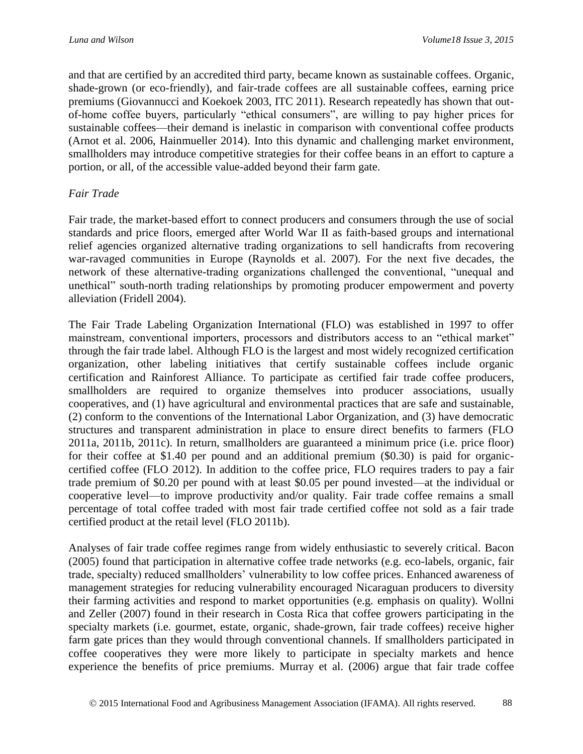and that are certified by an accredited third party, became known as sustainable coffees. Organic, shade-grown (or eco-friendly), and fair-trade coffees are all sustainable coffees, earning price premiums (Giovannucci and Koekoek 2003, ITC 2011). Research repeatedly has shown that out-of-home coffee buyers, particularly "ethical consumers", are willing to pay higher prices for sustainable coffees—their demand is inelastic in comparison with conventional coffee products (Arnot et al. 2006, Hainmueller 2014). Into this dynamic and challenging market environment, smallholders may introduce competitive strategies for their coffee beans in an effort to capture a portion, or all, of the accessible value-added beyond their farm gate.

*Fair Trade*

Fair trade, the market-based effort to connect producers and consumers through the use of social standards and price floors, emerged after World War II as faith-based groups and international relief agencies organized alternative trading organizations to sell handicrafts from recovering war-ravaged communities in Europe (Raynolds et al. 2007). For the next five decades, the network of these alternative-trading organizations challenged the conventional, "unequal and unethical" south-north trading relationships by promoting producer empowerment and poverty alleviation (Fridell 2004).

The Fair Trade Labeling Organization International (FLO) was established in 1997 to offer mainstream, conventional importers, processors and distributors access to an "ethical market" through the fair trade label. Although FLO is the largest and most widely recognized certification organization, other labeling initiatives that certify sustainable coffees include organic certification and Rainforest Alliance. To participate as certified fair trade coffee producers, smallholders are required to organize themselves into producer associations, usually cooperatives, and (1) have agricultural and environmental practices that are safe and sustainable, (2) conform to the conventions of the International Labor Organization, and (3) have democratic structures and transparent administration in place to ensure direct benefits to farmers (FLO 2011a, 2011b, 2011c). In return, smallholders are guaranteed a minimum price (i.e. price floor) for their coffee at \$1.40 per pound and an additional premium (\$0.30) is paid for organic-certified coffee (FLO 2012). In addition to the coffee price, FLO requires traders to pay a fair trade premium of \$0.20 per pound with at least \$0.05 per pound invested—at the individual or cooperative level—to improve productivity and/or quality. Fair trade coffee remains a small percentage of total coffee traded with most fair trade certified coffee not sold as a fair trade certified product at the retail level (FLO 2011b).

Analyses of fair trade coffee regimes range from widely enthusiastic to severely critical. Bacon (2005) found that participation in alternative coffee trade networks (e.g. eco-labels, organic, fair trade, specialty) reduced smallholders' vulnerability to low coffee prices. Enhanced awareness of management strategies for reducing vulnerability encouraged Nicaraguan producers to diversity their farming activities and respond to market opportunities (e.g. emphasis on quality). Wollni and Zeller (2007) found in their research in Costa Rica that coffee growers participating in the specialty markets (i.e. gourmet, estate, organic, shade-grown, fair trade coffees) receive higher farm gate prices than they would through conventional channels. If smallholders participated in coffee cooperatives they were more likely to participate in specialty markets and hence experience the benefits of price premiums. Murray et al. (2006) argue that fair trade coffee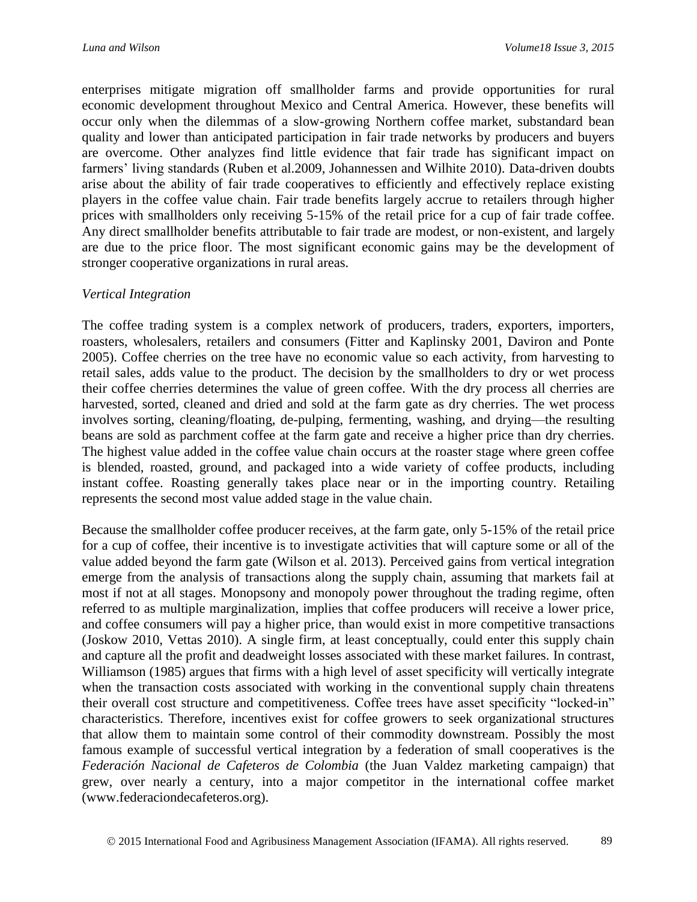enterprises mitigate migration off smallholder farms and provide opportunities for rural economic development throughout Mexico and Central America. However, these benefits will occur only when the dilemmas of a slow-growing Northern coffee market, substandard bean quality and lower than anticipated participation in fair trade networks by producers and buyers are overcome. Other analyzes find little evidence that fair trade has significant impact on farmers' living standards (Ruben et al.2009, Johannessen and Wilhite 2010). Data-driven doubts arise about the ability of fair trade cooperatives to efficiently and effectively replace existing players in the coffee value chain. Fair trade benefits largely accrue to retailers through higher prices with smallholders only receiving 5-15% of the retail price for a cup of fair trade coffee. Any direct smallholder benefits attributable to fair trade are modest, or non-existent, and largely are due to the price floor. The most significant economic gains may be the development of stronger cooperative organizations in rural areas.

*Vertical Integration*

The coffee trading system is a complex network of producers, traders, exporters, importers, roasters, wholesalers, retailers and consumers (Fitter and Kaplinsky 2001, Daviron and Ponte 2005). Coffee cherries on the tree have no economic value so each activity, from harvesting to retail sales, adds value to the product. The decision by the smallholders to dry or wet process their coffee cherries determines the value of green coffee. With the dry process all cherries are harvested, sorted, cleaned and dried and sold at the farm gate as dry cherries. The wet process involves sorting, cleaning/floating, de-pulping, fermenting, washing, and drying—the resulting beans are sold as parchment coffee at the farm gate and receive a higher price than dry cherries. The highest value added in the coffee value chain occurs at the roaster stage where green coffee is blended, roasted, ground, and packaged into a wide variety of coffee products, including instant coffee. Roasting generally takes place near or in the importing country. Retailing represents the second most value added stage in the value chain.

Because the smallholder coffee producer receives, at the farm gate, only 5-15% of the retail price for a cup of coffee, their incentive is to investigate activities that will capture some or all of the value added beyond the farm gate (Wilson et al. 2013). Perceived gains from vertical integration emerge from the analysis of transactions along the supply chain, assuming that markets fail at most if not at all stages. Monopsony and monopoly power throughout the trading regime, often referred to as multiple marginalization, implies that coffee producers will receive a lower price, and coffee consumers will pay a higher price, than would exist in more competitive transactions (Joskow 2010, Vettas 2010). A single firm, at least conceptually, could enter this supply chain and capture all the profit and deadweight losses associated with these market failures. In contrast, Williamson (1985) argues that firms with a high level of asset specificity will vertically integrate when the transaction costs associated with working in the conventional supply chain threatens their overall cost structure and competitiveness. Coffee trees have asset specificity "locked-in" characteristics. Therefore, incentives exist for coffee growers to seek organizational structures that allow them to maintain some control of their commodity downstream. Possibly the most famous example of successful vertical integration by a federation of small cooperatives is the *Federación Nacional de Cafeteros de Colombia* (the Juan Valdez marketing campaign) that grew, over nearly a century, into a major competitor in the international coffee market (www.federaciondecafeteros.org).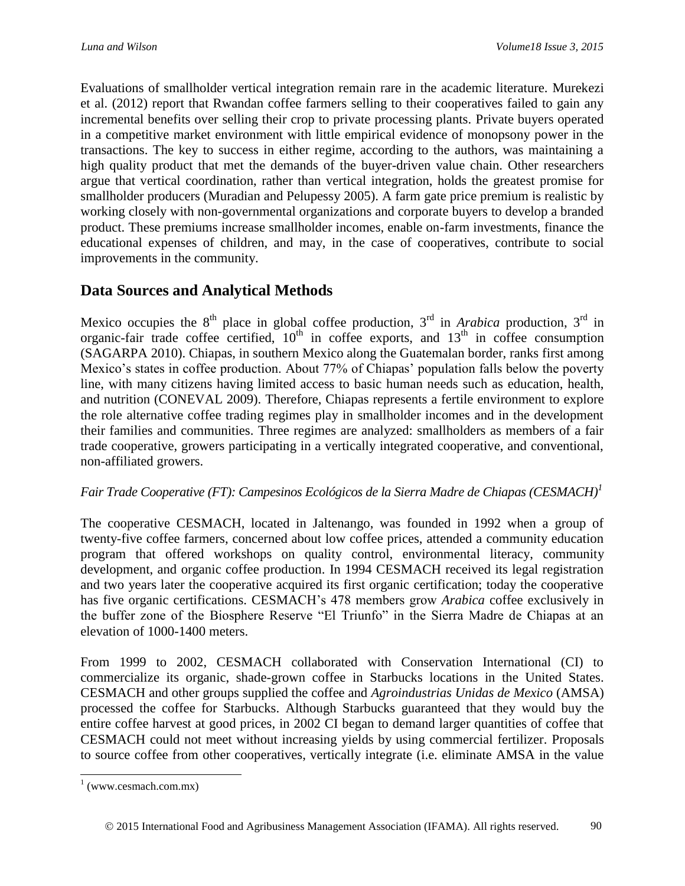Evaluations of smallholder vertical integration remain rare in the academic literature. Murekezi et al. (2012) report that Rwandan coffee farmers selling to their cooperatives failed to gain any incremental benefits over selling their crop to private processing plants. Private buyers operated in a competitive market environment with little empirical evidence of monopsony power in the transactions. The key to success in either regime, according to the authors, was maintaining a high quality product that met the demands of the buyer-driven value chain. Other researchers argue that vertical coordination, rather than vertical integration, holds the greatest promise for smallholder producers (Muradian and Pelupessy 2005). A farm gate price premium is realistic by working closely with non-governmental organizations and corporate buyers to develop a branded product. These premiums increase smallholder incomes, enable on-farm investments, finance the educational expenses of children, and may, in the case of cooperatives, contribute to social improvements in the community.

## Data Sources and Analytical Methods

Mexico occupies the 8th place in global coffee production, 3rd in *Arabica* production, 3rd in organic-fair trade coffee certified, 10th in coffee exports, and 13th in coffee consumption (SAGARPA 2010). Chiapas, in southern Mexico along the Guatemalan border, ranks first among Mexico's states in coffee production. About 77% of Chiapas' population falls below the poverty line, with many citizens having limited access to basic human needs such as education, health, and nutrition (CONEVAL 2009). Therefore, Chiapas represents a fertile environment to explore the role alternative coffee trading regimes play in smallholder incomes and in the development their families and communities. Three regimes are analyzed: smallholders as members of a fair trade cooperative, growers participating in a vertically integrated cooperative, and conventional, non-affiliated growers.

### *Fair Trade Cooperative (FT): Campesinos Ecológicos de la Sierra Madre de Chiapas (CESMACH)*[1]

The cooperative CESMACH, located in Jaltenango, was founded in 1992 when a group of twenty-five coffee farmers, concerned about low coffee prices, attended a community education program that offered workshops on quality control, environmental literacy, community development, and organic coffee production. In 1994 CESMACH received its legal registration and two years later the cooperative acquired its first organic certification; today the cooperative has five organic certifications. CESMACH's 478 members grow *Arabica* coffee exclusively in the buffer zone of the Biosphere Reserve "El Triunfo" in the Sierra Madre de Chiapas at an elevation of 1000-1400 meters.

From 1999 to 2002, CESMACH collaborated with Conservation International (CI) to commercialize its organic, shade-grown coffee in Starbucks locations in the United States. CESMACH and other groups supplied the coffee and *Agroindustrias Unidas de Mexico* (AMSA) processed the coffee for Starbucks. Although Starbucks guaranteed that they would buy the entire coffee harvest at good prices, in 2002 CI began to demand larger quantities of coffee that CESMACH could not meet without increasing yields by using commercial fertilizer. Proposals to source coffee from other cooperatives, vertically integrate (i.e. eliminate AMSA in the value

[1] (www.cesmach.com.mx)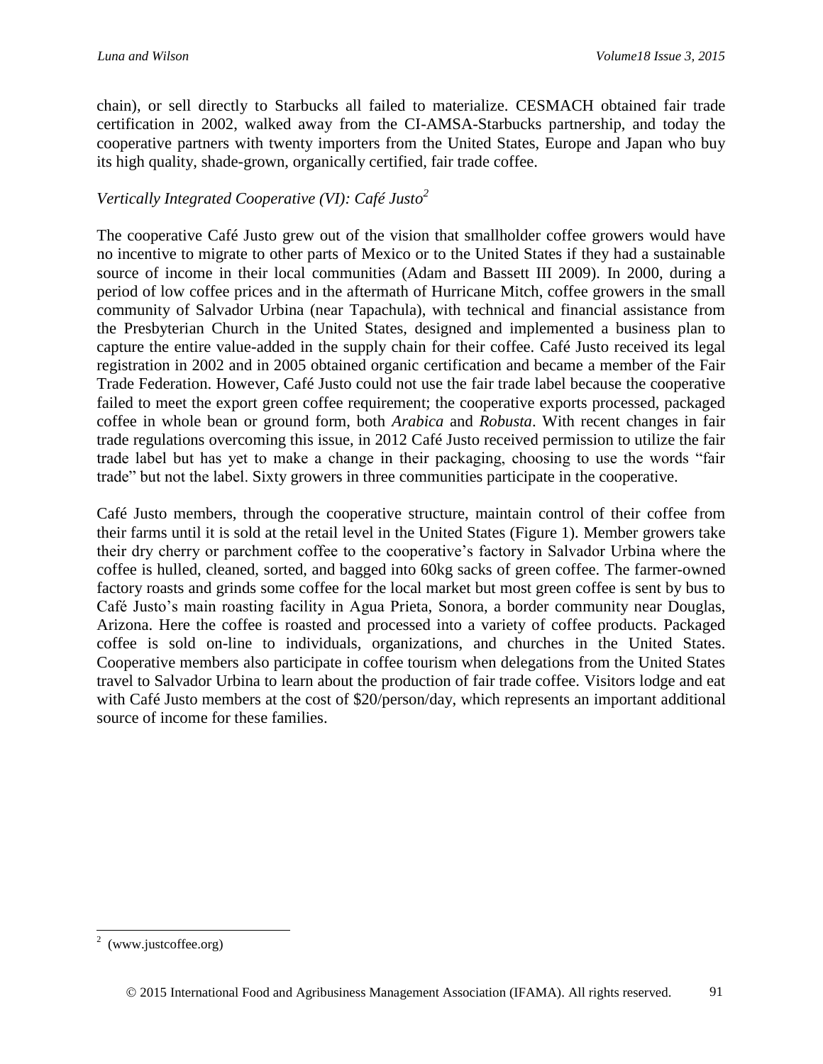chain), or sell directly to Starbucks all failed to materialize. CESMACH obtained fair trade certification in 2002, walked away from the CI-AMSA-Starbucks partnership, and today the cooperative partners with twenty importers from the United States, Europe and Japan who buy its high quality, shade-grown, organically certified, fair trade coffee.

### *Vertically Integrated Cooperative (VI): Café Justo*[2]

The cooperative Café Justo grew out of the vision that smallholder coffee growers would have no incentive to migrate to other parts of Mexico or to the United States if they had a sustainable source of income in their local communities (Adam and Bassett III 2009). In 2000, during a period of low coffee prices and in the aftermath of Hurricane Mitch, coffee growers in the small community of Salvador Urbina (near Tapachula), with technical and financial assistance from the Presbyterian Church in the United States, designed and implemented a business plan to capture the entire value-added in the supply chain for their coffee. Café Justo received its legal registration in 2002 and in 2005 obtained organic certification and became a member of the Fair Trade Federation. However, Café Justo could not use the fair trade label because the cooperative failed to meet the export green coffee requirement; the cooperative exports processed, packaged coffee in whole bean or ground form, both *Arabica* and *Robusta*. With recent changes in fair trade regulations overcoming this issue, in 2012 Café Justo received permission to utilize the fair trade label but has yet to make a change in their packaging, choosing to use the words "fair trade" but not the label. Sixty growers in three communities participate in the cooperative.

Café Justo members, through the cooperative structure, maintain control of their coffee from their farms until it is sold at the retail level in the United States (Figure 1). Member growers take their dry cherry or parchment coffee to the cooperative's factory in Salvador Urbina where the coffee is hulled, cleaned, sorted, and bagged into 60kg sacks of green coffee. The farmer-owned factory roasts and grinds some coffee for the local market but most green coffee is sent by bus to Café Justo's main roasting facility in Agua Prieta, Sonora, a border community near Douglas, Arizona. Here the coffee is roasted and processed into a variety of coffee products. Packaged coffee is sold on-line to individuals, organizations, and churches in the United States. Cooperative members also participate in coffee tourism when delegations from the United States travel to Salvador Urbina to learn about the production of fair trade coffee. Visitors lodge and eat with Café Justo members at the cost of $20/person/day, which represents an important additional source of income for these families.

---

[2] (www.justcoffee.org)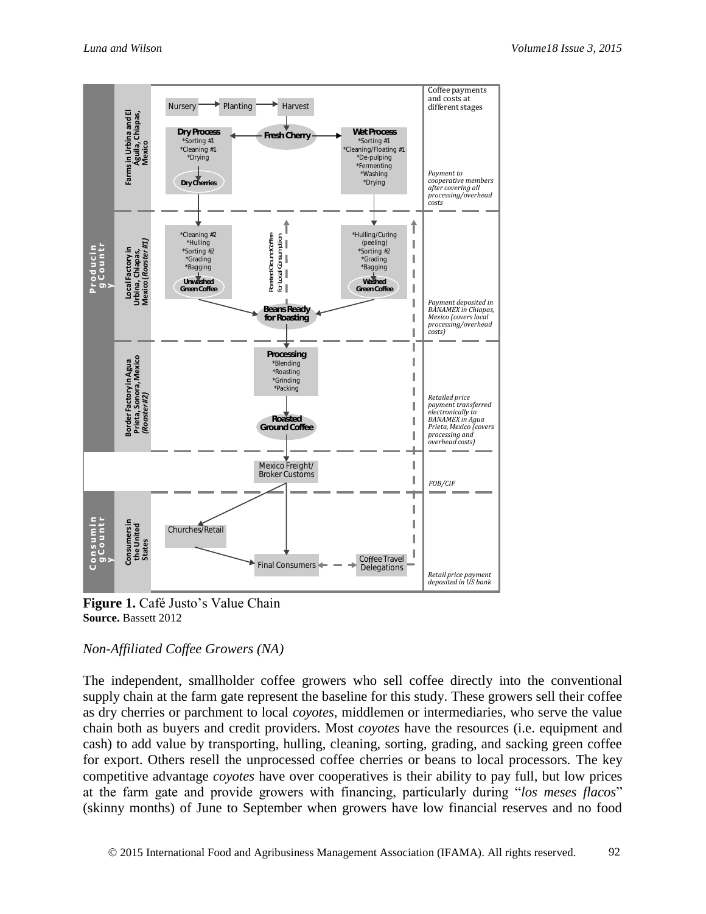**Figure 1.** Café Justo's Value Chain
**Source.** Bassett 2012

*Non-Affiliated Coffee Growers (NA)*

The independent, smallholder coffee growers who sell coffee directly into the conventional supply chain at the farm gate represent the baseline for this study. These growers sell their coffee as dry cherries or parchment to local *coyotes*, middlemen or intermediaries, who serve the value chain both as buyers and credit providers. Most *coyotes* have the resources (i.e. equipment and cash) to add value by transporting, hulling, cleaning, sorting, grading, and sacking green coffee for export. Others resell the unprocessed coffee cherries or beans to local processors. The key competitive advantage *coyotes* have over cooperatives is their ability to pay full, but low prices at the farm gate and provide growers with financing, particularly during "*los meses flacos*" (skinny months) of June to September when growers have low financial reserves and no food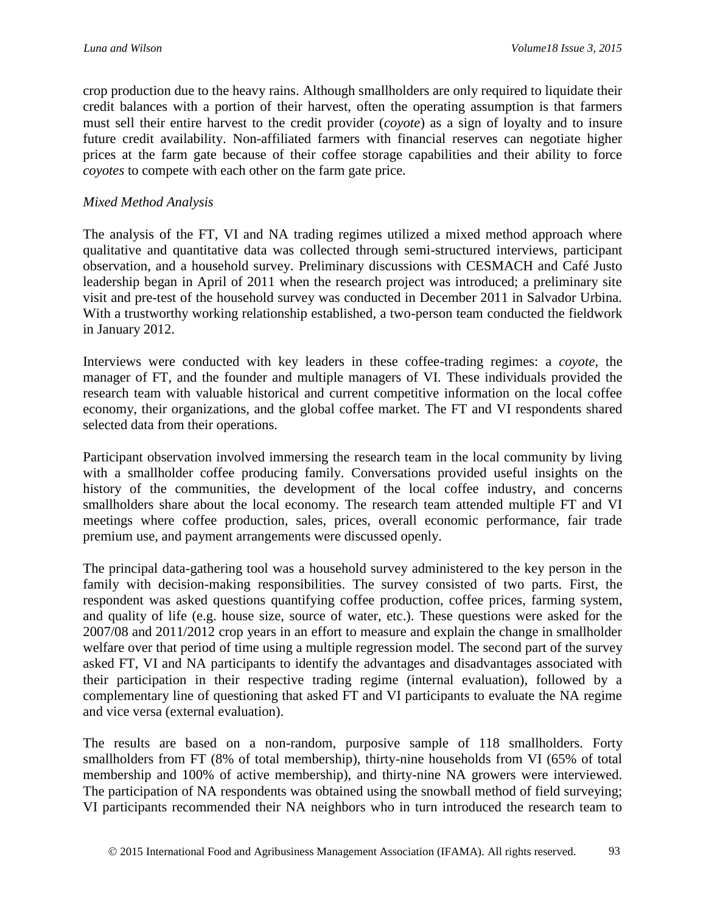crop production due to the heavy rains. Although smallholders are only required to liquidate their credit balances with a portion of their harvest, often the operating assumption is that farmers must sell their entire harvest to the credit provider (*coyote*) as a sign of loyalty and to insure future credit availability. Non-affiliated farmers with financial reserves can negotiate higher prices at the farm gate because of their coffee storage capabilities and their ability to force *coyotes* to compete with each other on the farm gate price.

*Mixed Method Analysis*

The analysis of the FT, VI and NA trading regimes utilized a mixed method approach where qualitative and quantitative data was collected through semi-structured interviews, participant observation, and a household survey. Preliminary discussions with CESMACH and Café Justo leadership began in April of 2011 when the research project was introduced; a preliminary site visit and pre-test of the household survey was conducted in December 2011 in Salvador Urbina. With a trustworthy working relationship established, a two-person team conducted the fieldwork in January 2012.

Interviews were conducted with key leaders in these coffee-trading regimes: a *coyote*, the manager of FT, and the founder and multiple managers of VI. These individuals provided the research team with valuable historical and current competitive information on the local coffee economy, their organizations, and the global coffee market. The FT and VI respondents shared selected data from their operations.

Participant observation involved immersing the research team in the local community by living with a smallholder coffee producing family. Conversations provided useful insights on the history of the communities, the development of the local coffee industry, and concerns smallholders share about the local economy. The research team attended multiple FT and VI meetings where coffee production, sales, prices, overall economic performance, fair trade premium use, and payment arrangements were discussed openly.

The principal data-gathering tool was a household survey administered to the key person in the family with decision-making responsibilities. The survey consisted of two parts. First, the respondent was asked questions quantifying coffee production, coffee prices, farming system, and quality of life (e.g. house size, source of water, etc.). These questions were asked for the 2007/08 and 2011/2012 crop years in an effort to measure and explain the change in smallholder welfare over that period of time using a multiple regression model. The second part of the survey asked FT, VI and NA participants to identify the advantages and disadvantages associated with their participation in their respective trading regime (internal evaluation), followed by a complementary line of questioning that asked FT and VI participants to evaluate the NA regime and vice versa (external evaluation).

The results are based on a non-random, purposive sample of 118 smallholders. Forty smallholders from FT (8% of total membership), thirty-nine households from VI (65% of total membership and 100% of active membership), and thirty-nine NA growers were interviewed. The participation of NA respondents was obtained using the snowball method of field surveying; VI participants recommended their NA neighbors who in turn introduced the research team to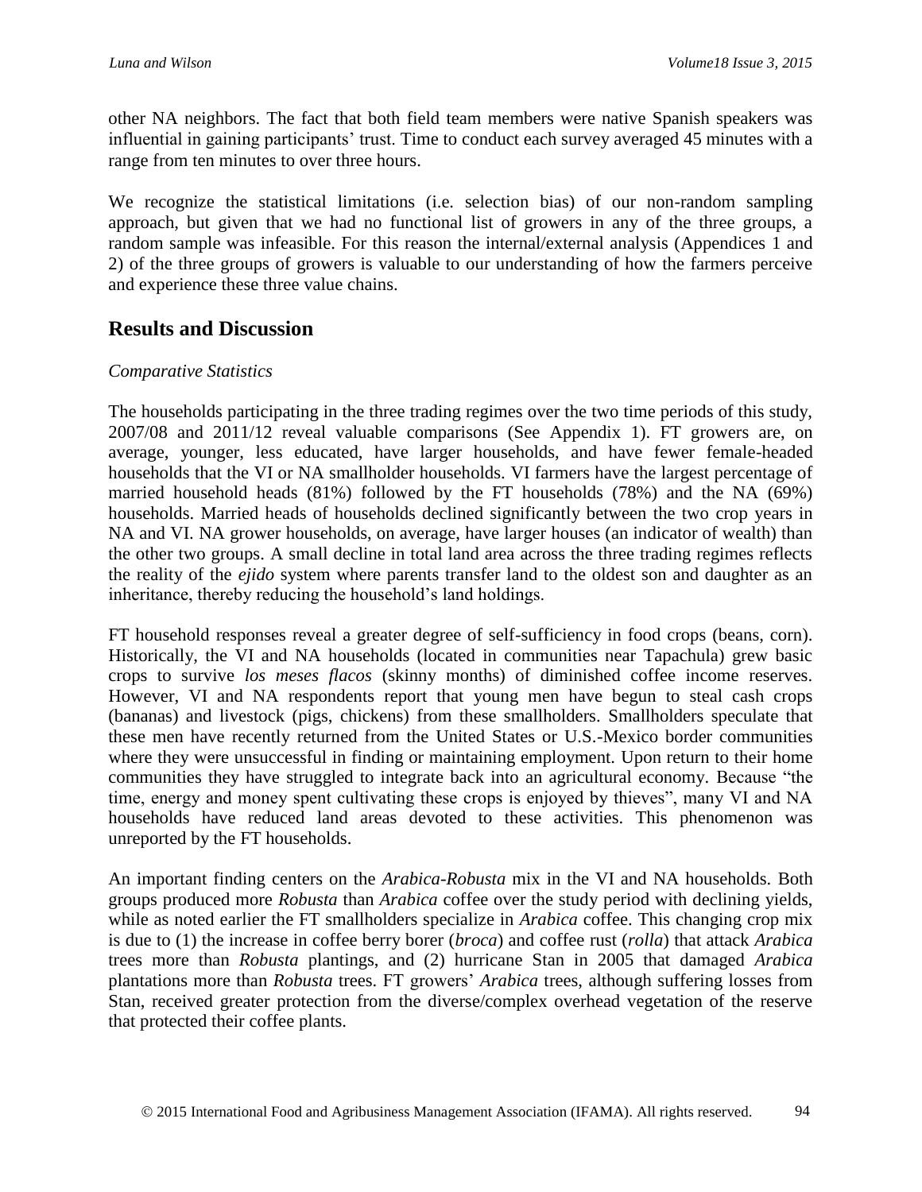other NA neighbors. The fact that both field team members were native Spanish speakers was influential in gaining participants' trust. Time to conduct each survey averaged 45 minutes with a range from ten minutes to over three hours.

We recognize the statistical limitations (i.e. selection bias) of our non-random sampling approach, but given that we had no functional list of growers in any of the three groups, a random sample was infeasible. For this reason the internal/external analysis (Appendices 1 and 2) of the three groups of growers is valuable to our understanding of how the farmers perceive and experience these three value chains.

## Results and Discussion

*Comparative Statistics*

The households participating in the three trading regimes over the two time periods of this study, 2007/08 and 2011/12 reveal valuable comparisons (See Appendix 1). FT growers are, on average, younger, less educated, have larger households, and have fewer female-headed households that the VI or NA smallholder households. VI farmers have the largest percentage of married household heads (81%) followed by the FT households (78%) and the NA (69%) households. Married heads of households declined significantly between the two crop years in NA and VI. NA grower households, on average, have larger houses (an indicator of wealth) than the other two groups. A small decline in total land area across the three trading regimes reflects the reality of the *ejido* system where parents transfer land to the oldest son and daughter as an inheritance, thereby reducing the household's land holdings.

FT household responses reveal a greater degree of self-sufficiency in food crops (beans, corn). Historically, the VI and NA households (located in communities near Tapachula) grew basic crops to survive *los meses flacos* (skinny months) of diminished coffee income reserves. However, VI and NA respondents report that young men have begun to steal cash crops (bananas) and livestock (pigs, chickens) from these smallholders. Smallholders speculate that these men have recently returned from the United States or U.S.-Mexico border communities where they were unsuccessful in finding or maintaining employment. Upon return to their home communities they have struggled to integrate back into an agricultural economy. Because "the time, energy and money spent cultivating these crops is enjoyed by thieves", many VI and NA households have reduced land areas devoted to these activities. This phenomenon was unreported by the FT households.

An important finding centers on the *Arabica*-*Robusta* mix in the VI and NA households. Both groups produced more *Robusta* than *Arabica* coffee over the study period with declining yields, while as noted earlier the FT smallholders specialize in *Arabica* coffee. This changing crop mix is due to (1) the increase in coffee berry borer (*broca*) and coffee rust (*rolla*) that attack *Arabica* trees more than *Robusta* plantings, and (2) hurricane Stan in 2005 that damaged *Arabica* plantations more than *Robusta* trees. FT growers' *Arabica* trees, although suffering losses from Stan, received greater protection from the diverse/complex overhead vegetation of the reserve that protected their coffee plants.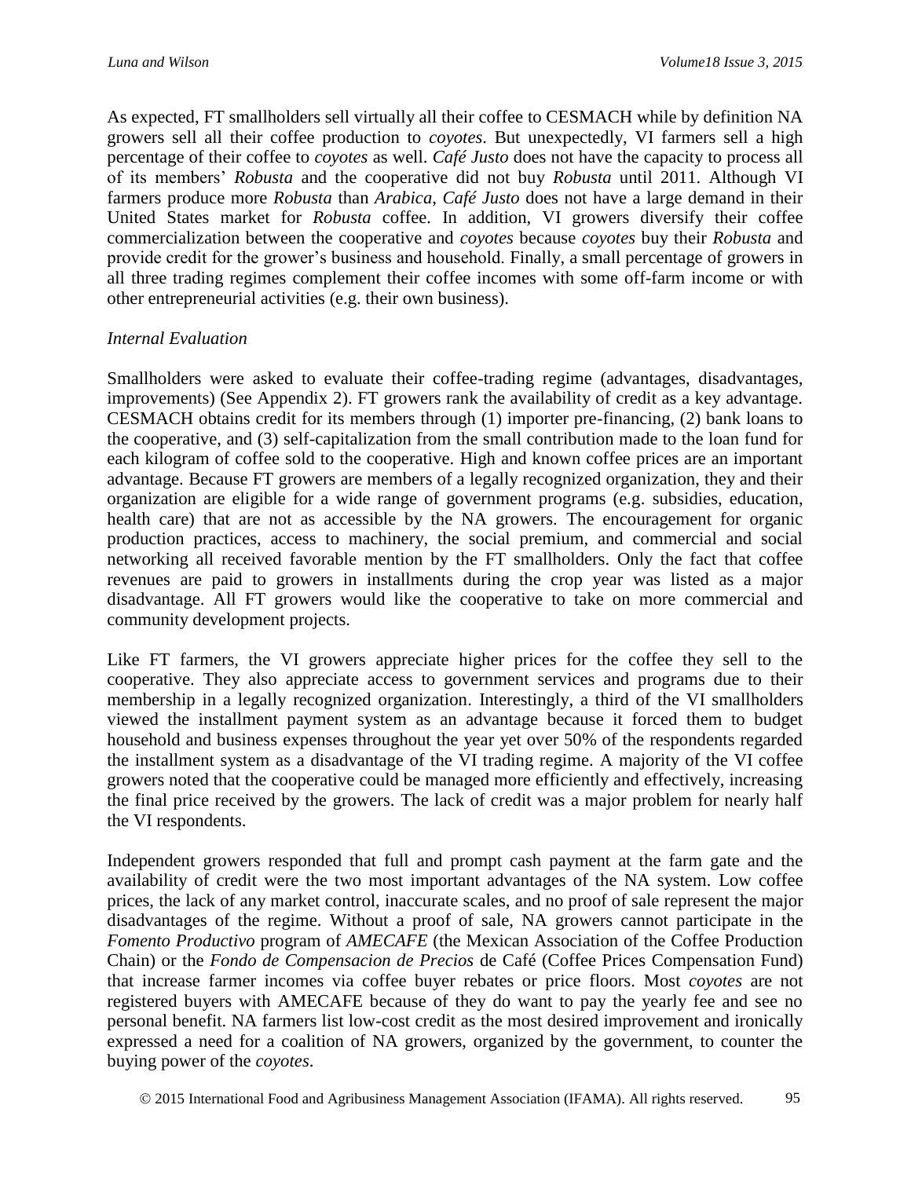As expected, FT smallholders sell virtually all their coffee to CESMACH while by definition NA growers sell all their coffee production to *coyotes*. But unexpectedly, VI farmers sell a high percentage of their coffee to *coyotes* as well. *Café Justo* does not have the capacity to process all of its members' *Robusta* and the cooperative did not buy *Robusta* until 2011. Although VI farmers produce more *Robusta* than *Arabica*, *Café Justo* does not have a large demand in their United States market for *Robusta* coffee. In addition, VI growers diversify their coffee commercialization between the cooperative and *coyotes* because *coyotes* buy their *Robusta* and provide credit for the grower's business and household. Finally, a small percentage of growers in all three trading regimes complement their coffee incomes with some off-farm income or with other entrepreneurial activities (e.g. their own business).

*Internal Evaluation*

Smallholders were asked to evaluate their coffee-trading regime (advantages, disadvantages, improvements) (See Appendix 2). FT growers rank the availability of credit as a key advantage. CESMACH obtains credit for its members through (1) importer pre-financing, (2) bank loans to the cooperative, and (3) self-capitalization from the small contribution made to the loan fund for each kilogram of coffee sold to the cooperative. High and known coffee prices are an important advantage. Because FT growers are members of a legally recognized organization, they and their organization are eligible for a wide range of government programs (e.g. subsidies, education, health care) that are not as accessible by the NA growers. The encouragement for organic production practices, access to machinery, the social premium, and commercial and social networking all received favorable mention by the FT smallholders. Only the fact that coffee revenues are paid to growers in installments during the crop year was listed as a major disadvantage. All FT growers would like the cooperative to take on more commercial and community development projects.

Like FT farmers, the VI growers appreciate higher prices for the coffee they sell to the cooperative. They also appreciate access to government services and programs due to their membership in a legally recognized organization. Interestingly, a third of the VI smallholders viewed the installment payment system as an advantage because it forced them to budget household and business expenses throughout the year yet over 50% of the respondents regarded the installment system as a disadvantage of the VI trading regime. A majority of the VI coffee growers noted that the cooperative could be managed more efficiently and effectively, increasing the final price received by the growers. The lack of credit was a major problem for nearly half the VI respondents.

Independent growers responded that full and prompt cash payment at the farm gate and the availability of credit were the two most important advantages of the NA system. Low coffee prices, the lack of any market control, inaccurate scales, and no proof of sale represent the major disadvantages of the regime. Without a proof of sale, NA growers cannot participate in the *Fomento Productivo* program of *AMECAFE* (the Mexican Association of the Coffee Production Chain) or the *Fondo de Compensacion de Precios* de Café (Coffee Prices Compensation Fund) that increase farmer incomes via coffee buyer rebates or price floors. Most *coyotes* are not registered buyers with AMECAFE because of they do want to pay the yearly fee and see no personal benefit. NA farmers list low-cost credit as the most desired improvement and ironically expressed a need for a coalition of NA growers, organized by the government, to counter the buying power of the *coyotes*.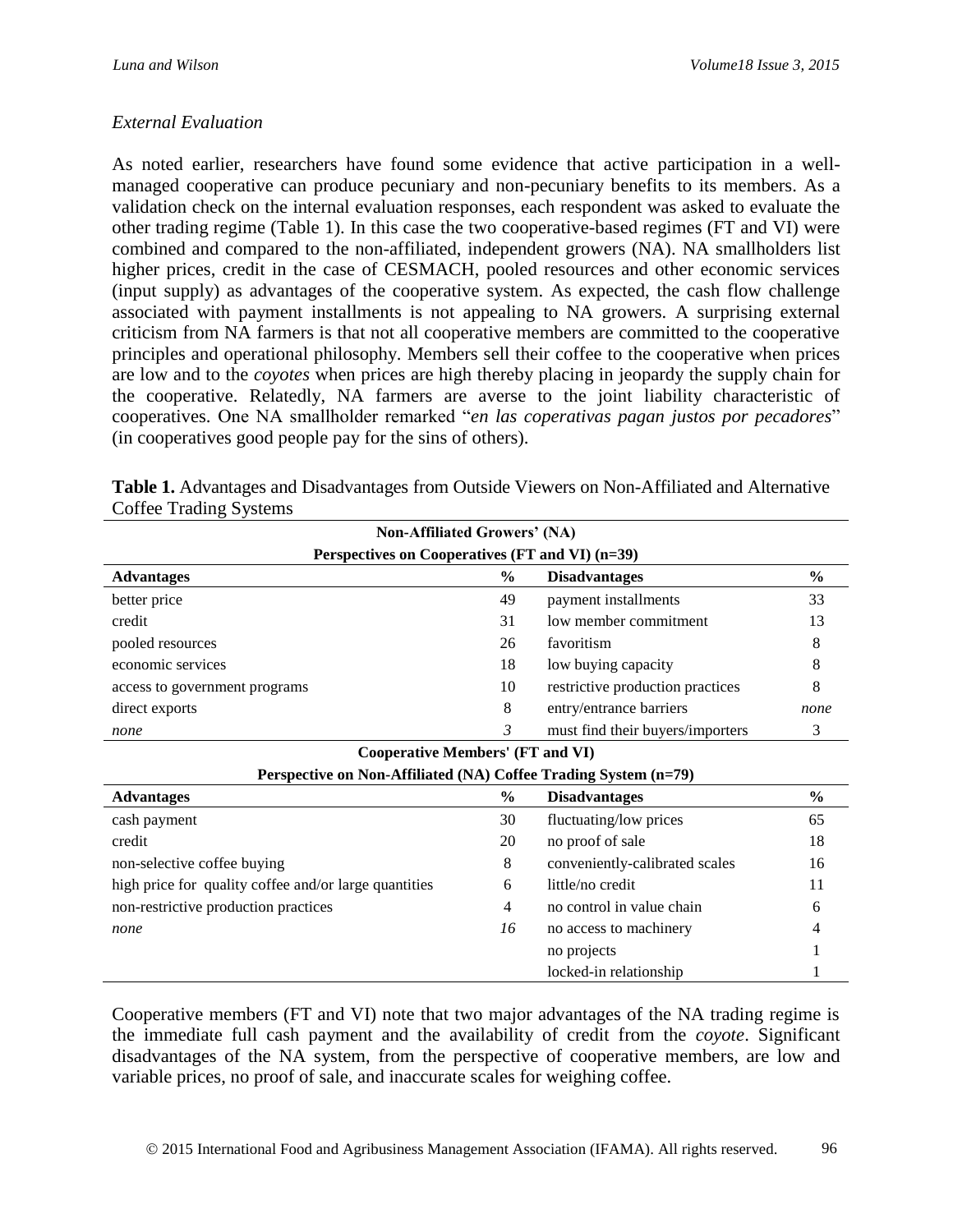*External Evaluation*

As noted earlier, researchers have found some evidence that active participation in a well-managed cooperative can produce pecuniary and non-pecuniary benefits to its members. As a validation check on the internal evaluation responses, each respondent was asked to evaluate the other trading regime (Table 1). In this case the two cooperative-based regimes (FT and VI) were combined and compared to the non-affiliated, independent growers (NA). NA smallholders list higher prices, credit in the case of CESMACH, pooled resources and other economic services (input supply) as advantages of the cooperative system. As expected, the cash flow challenge associated with payment installments is not appealing to NA growers. A surprising external criticism from NA farmers is that not all cooperative members are committed to the cooperative principles and operational philosophy. Members sell their coffee to the cooperative when prices are low and to the *coyotes* when prices are high thereby placing in jeopardy the supply chain for the cooperative. Relatedly, NA farmers are averse to the joint liability characteristic of cooperatives. One NA smallholder remarked "*en las coperativas pagan justos por pecadores*" (in cooperatives good people pay for the sins of others).

**Table 1.** Advantages and Disadvantages from Outside Viewers on Non-Affiliated and Alternative Coffee Trading Systems

| **Non-Affiliated Growers' (NA) Perspectives on Cooperatives (FT and VI) (n=39)** | | | |
|---|---|---|---|
| **Advantages** | **%** | **Disadvantages** | **%** |
| better price | 49 | payment installments | 33 |
| credit | 31 | low member commitment | 13 |
| pooled resources | 26 | favoritism | 8 |
| economic services | 18 | low buying capacity | 8 |
| access to government programs | 10 | restrictive production practices | 8 |
| direct exports | 8 | entry/entrance barriers | *none* |
| *none* | *3* | must find their buyers/importers | 3 |
| **Cooperative Members' (FT and VI) Perspective on Non-Affiliated (NA) Coffee Trading System (n=79)** | | | |
| **Advantages** | **%** | **Disadvantages** | **%** |
| cash payment | 30 | fluctuating/low prices | 65 |
| credit | 20 | no proof of sale | 18 |
| non-selective coffee buying | 8 | conveniently-calibrated scales | 16 |
| high price for quality coffee and/or large quantities | 6 | little/no credit | 11 |
| non-restrictive production practices | 4 | no control in value chain | 6 |
| *none* | *16* | no access to machinery | 4 |
| | | no projects | 1 |
| | | locked-in relationship | 1 |

Cooperative members (FT and VI) note that two major advantages of the NA trading regime is the immediate full cash payment and the availability of credit from the *coyote*. Significant disadvantages of the NA system, from the perspective of cooperative members, are low and variable prices, no proof of sale, and inaccurate scales for weighing coffee.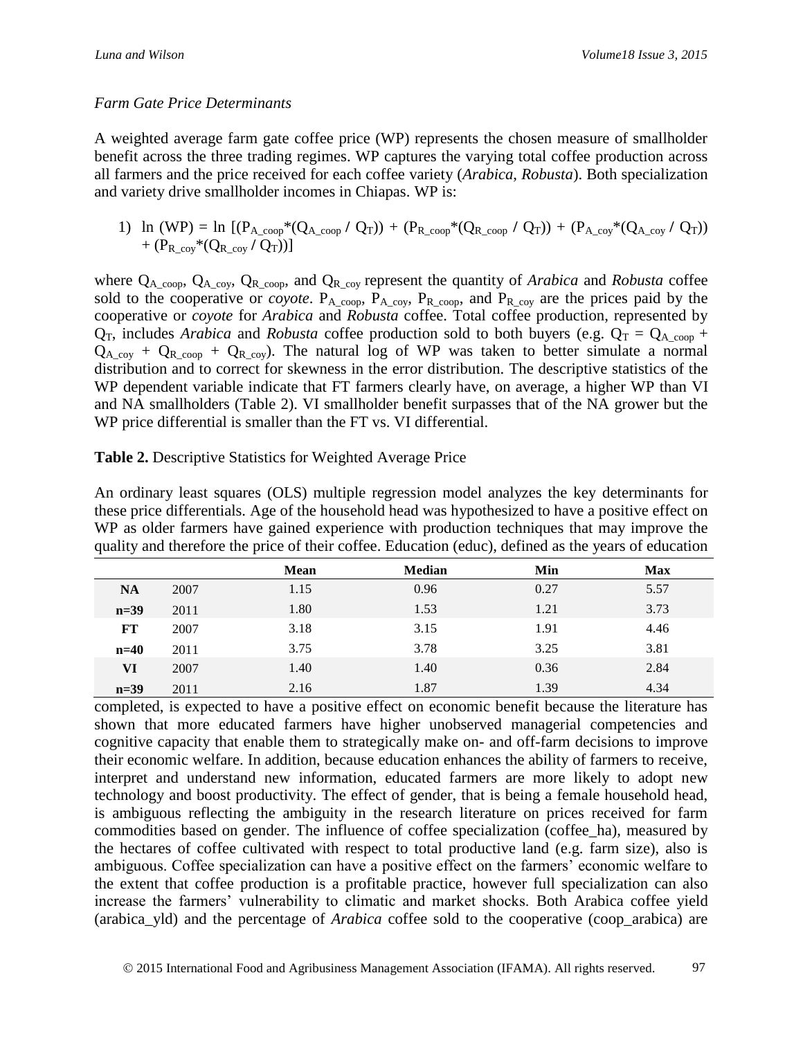*Farm Gate Price Determinants*

A weighted average farm gate coffee price (WP) represents the chosen measure of smallholder benefit across the three trading regimes. WP captures the varying total coffee production across all farmers and the price received for each coffee variety (*Arabica*, *Robusta*). Both specialization and variety drive smallholder incomes in Chiapas. WP is:

1) $\ln(WP) = \ln[(P_{A\_coop}*(Q_{A\_coop} / Q_T)) + (P_{R\_coop}*(Q_{R\_coop} / Q_T)) + (P_{A\_coy}*(Q_{A\_coy} / Q_T)) + (P_{R\_coy}*(Q_{R\_coy} / Q_T))]$

where $Q_{A\_coop}$, $Q_{A\_coy}$, $Q_{R\_coop}$, and $Q_{R\_coy}$ represent the quantity of *Arabica* and *Robusta* coffee sold to the cooperative or *coyote*. $P_{A\_coop}$, $P_{A\_coy}$, $P_{R\_coop}$, and $P_{R\_coy}$ are the prices paid by the cooperative or *coyote* for *Arabica* and *Robusta* coffee. Total coffee production, represented by $Q_T$, includes *Arabica* and *Robusta* coffee production sold to both buyers (e.g. $Q_T = Q_{A\_coop} + Q_{A\_coy} + Q_{R\_coop} + Q_{R\_coy}$). The natural log of WP was taken to better simulate a normal distribution and to correct for skewness in the error distribution. The descriptive statistics of the WP dependent variable indicate that FT farmers clearly have, on average, a higher WP than VI and NA smallholders (Table 2). VI smallholder benefit surpasses that of the NA grower but the WP price differential is smaller than the FT vs. VI differential.

**Table 2.** Descriptive Statistics for Weighted Average Price

| | | Mean | Median | Min | Max |
|---|---|---|---|---|---|
| **NA** | 2007 | 1.15 | 0.96 | 0.27 | 5.57 |
| **n=39** | 2011 | 1.80 | 1.53 | 1.21 | 3.73 |
| **FT** | 2007 | 3.18 | 3.15 | 1.91 | 4.46 |
| **n=40** | 2011 | 3.75 | 3.78 | 3.25 | 3.81 |
| **VI** | 2007 | 1.40 | 1.40 | 0.36 | 2.84 |
| **n=39** | 2011 | 2.16 | 1.87 | 1.39 | 4.34 |

An ordinary least squares (OLS) multiple regression model analyzes the key determinants for these price differentials. Age of the household head was hypothesized to have a positive effect on WP as older farmers have gained experience with production techniques that may improve the quality and therefore the price of their coffee. Education (educ), defined as the years of education completed, is expected to have a positive effect on economic benefit because the literature has shown that more educated farmers have higher unobserved managerial competencies and cognitive capacity that enable them to strategically make on- and off-farm decisions to improve their economic welfare. In addition, because education enhances the ability of farmers to receive, interpret and understand new information, educated farmers are more likely to adopt new technology and boost productivity. The effect of gender, that is being a female household head, is ambiguous reflecting the ambiguity in the research literature on prices received for farm commodities based on gender. The influence of coffee specialization (coffee_ha), measured by the hectares of coffee cultivated with respect to total productive land (e.g. farm size), also is ambiguous. Coffee specialization can have a positive effect on the farmers' economic welfare to the extent that coffee production is a profitable practice, however full specialization can also increase the farmers' vulnerability to climatic and market shocks. Both Arabica coffee yield (arabica_yld) and the percentage of *Arabica* coffee sold to the cooperative (coop_arabica) are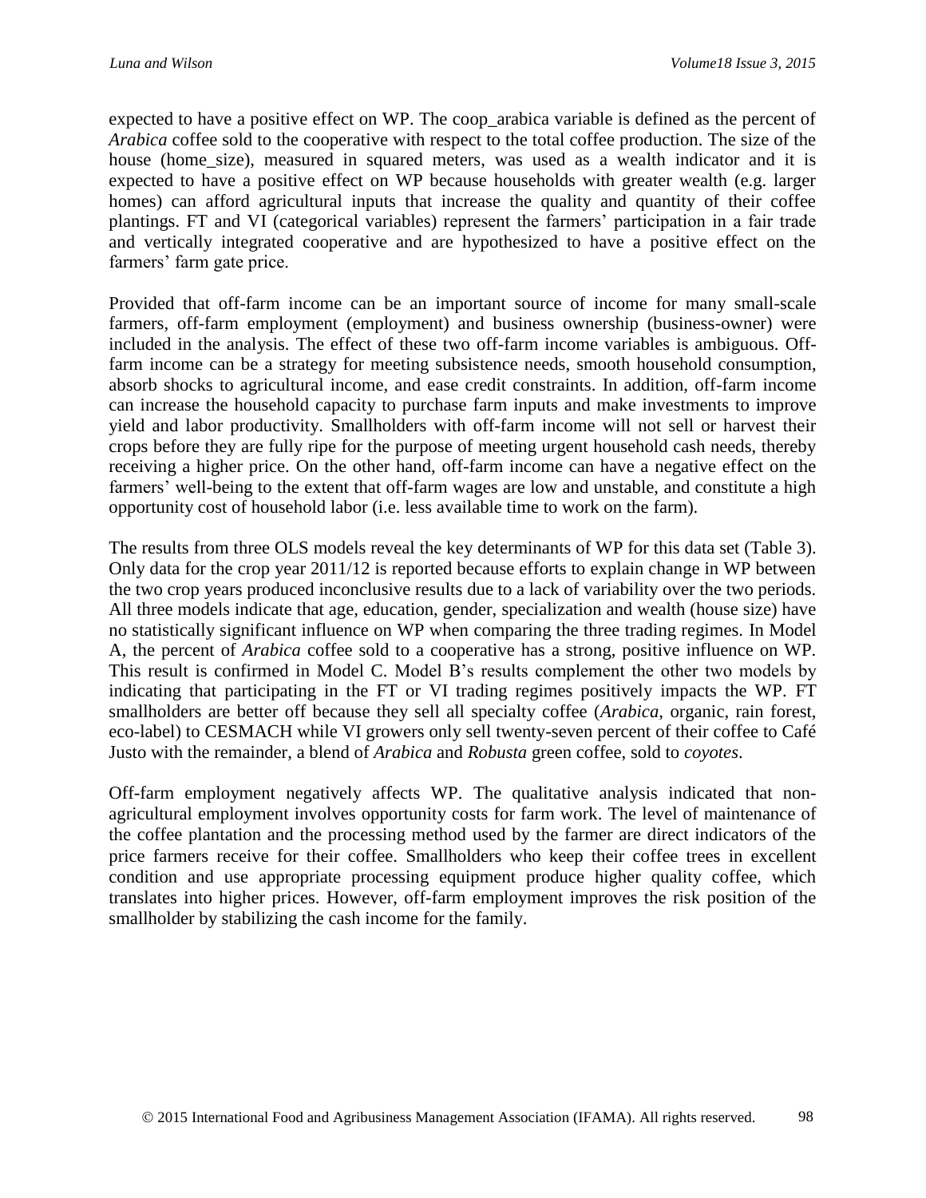expected to have a positive effect on WP. The coop_arabica variable is defined as the percent of *Arabica* coffee sold to the cooperative with respect to the total coffee production. The size of the house (home_size), measured in squared meters, was used as a wealth indicator and it is expected to have a positive effect on WP because households with greater wealth (e.g. larger homes) can afford agricultural inputs that increase the quality and quantity of their coffee plantings. FT and VI (categorical variables) represent the farmers' participation in a fair trade and vertically integrated cooperative and are hypothesized to have a positive effect on the farmers' farm gate price.

Provided that off-farm income can be an important source of income for many small-scale farmers, off-farm employment (employment) and business ownership (business-owner) were included in the analysis. The effect of these two off-farm income variables is ambiguous. Off-farm income can be a strategy for meeting subsistence needs, smooth household consumption, absorb shocks to agricultural income, and ease credit constraints. In addition, off-farm income can increase the household capacity to purchase farm inputs and make investments to improve yield and labor productivity. Smallholders with off-farm income will not sell or harvest their crops before they are fully ripe for the purpose of meeting urgent household cash needs, thereby receiving a higher price. On the other hand, off-farm income can have a negative effect on the farmers' well-being to the extent that off-farm wages are low and unstable, and constitute a high opportunity cost of household labor (i.e. less available time to work on the farm).

The results from three OLS models reveal the key determinants of WP for this data set (Table 3). Only data for the crop year 2011/12 is reported because efforts to explain change in WP between the two crop years produced inconclusive results due to a lack of variability over the two periods. All three models indicate that age, education, gender, specialization and wealth (house size) have no statistically significant influence on WP when comparing the three trading regimes. In Model A, the percent of *Arabica* coffee sold to a cooperative has a strong, positive influence on WP. This result is confirmed in Model C. Model B's results complement the other two models by indicating that participating in the FT or VI trading regimes positively impacts the WP. FT smallholders are better off because they sell all specialty coffee (*Arabica*, organic, rain forest, eco-label) to CESMACH while VI growers only sell twenty-seven percent of their coffee to Café Justo with the remainder, a blend of *Arabica* and *Robusta* green coffee, sold to *coyotes*.

Off-farm employment negatively affects WP. The qualitative analysis indicated that non-agricultural employment involves opportunity costs for farm work. The level of maintenance of the coffee plantation and the processing method used by the farmer are direct indicators of the price farmers receive for their coffee. Smallholders who keep their coffee trees in excellent condition and use appropriate processing equipment produce higher quality coffee, which translates into higher prices. However, off-farm employment improves the risk position of the smallholder by stabilizing the cash income for the family.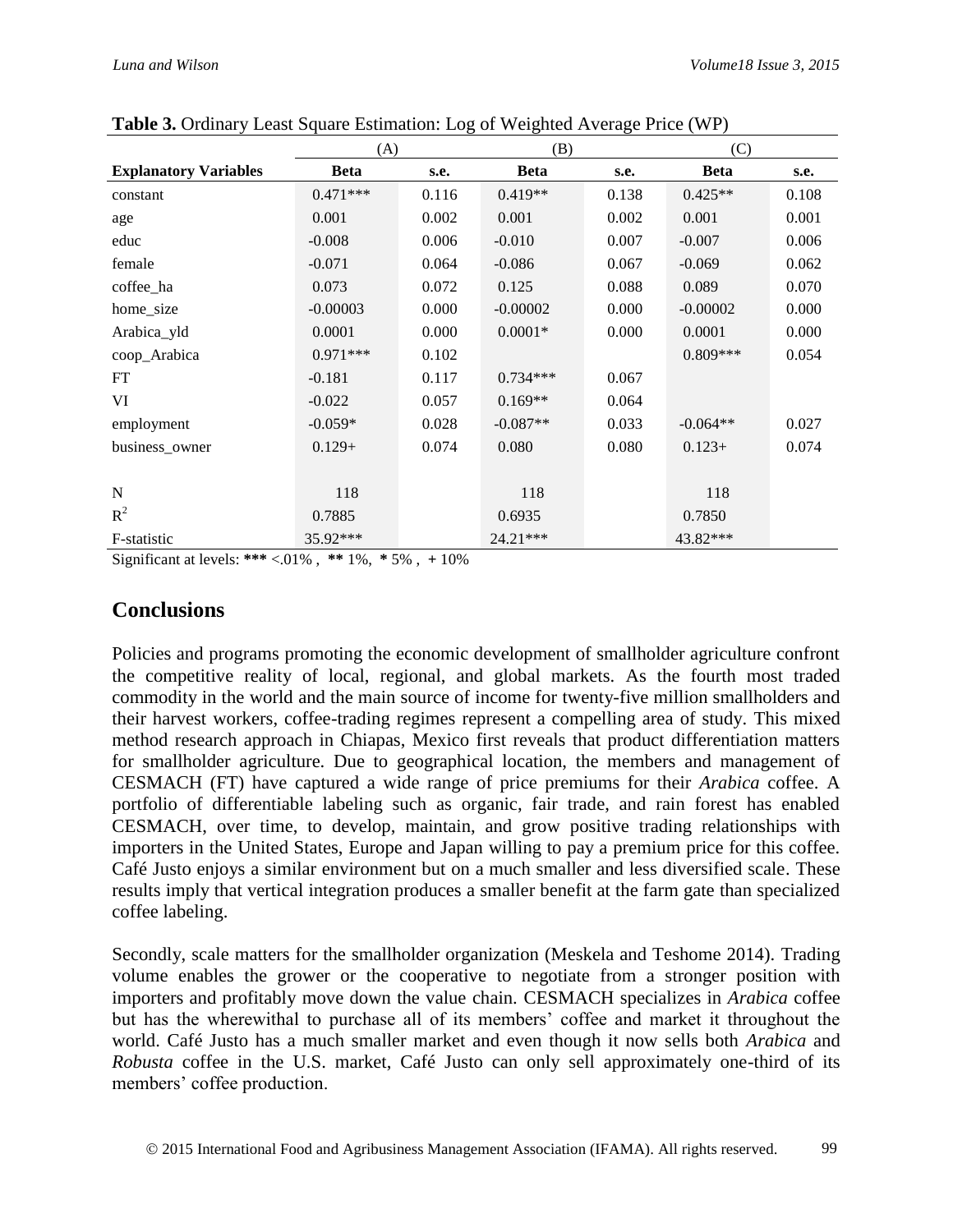**Table 3.** Ordinary Least Square Estimation: Log of Weighted Average Price (WP)

| | (A) | | (B) | | (C) | |
|---|---|---|---|---|---|---|
| **Explanatory Variables** | **Beta** | **s.e.** | **Beta** | **s.e.** | **Beta** | **s.e.** |
| constant | 0.471*** | 0.116 | 0.419** | 0.138 | 0.425** | 0.108 |
| age | 0.001 | 0.002 | 0.001 | 0.002 | 0.001 | 0.001 |
| educ | -0.008 | 0.006 | -0.010 | 0.007 | -0.007 | 0.006 |
| female | -0.071 | 0.064 | -0.086 | 0.067 | -0.069 | 0.062 |
| coffee_ha | 0.073 | 0.072 | 0.125 | 0.088 | 0.089 | 0.070 |
| home_size | -0.00003 | 0.000 | -0.00002 | 0.000 | -0.00002 | 0.000 |
| Arabica_yld | 0.0001 | 0.000 | 0.0001* | 0.000 | 0.0001 | 0.000 |
| coop_Arabica | 0.971*** | 0.102 | | | 0.809*** | 0.054 |
| FT | -0.181 | 0.117 | 0.734*** | 0.067 | | |
| VI | -0.022 | 0.057 | 0.169** | 0.064 | | |
| employment | -0.059* | 0.028 | -0.087** | 0.033 | -0.064** | 0.027 |
| business_owner | 0.129+ | 0.074 | 0.080 | 0.080 | 0.123+ | 0.074 |
| | | | | | | |
| N | 118 | | 118 | | 118 | |
| $R^2$ | 0.7885 | | 0.6935 | | 0.7850 | |
| F-statistic | 35.92*** | | 24.21*** | | 43.82*** | |

Significant at levels: **\*\*\*** <.01% , **\*\*** 1%, **\*** 5% , **+** 10%

## Conclusions

Policies and programs promoting the economic development of smallholder agriculture confront the competitive reality of local, regional, and global markets. As the fourth most traded commodity in the world and the main source of income for twenty-five million smallholders and their harvest workers, coffee-trading regimes represent a compelling area of study. This mixed method research approach in Chiapas, Mexico first reveals that product differentiation matters for smallholder agriculture. Due to geographical location, the members and management of CESMACH (FT) have captured a wide range of price premiums for their *Arabica* coffee. A portfolio of differentiable labeling such as organic, fair trade, and rain forest has enabled CESMACH, over time, to develop, maintain, and grow positive trading relationships with importers in the United States, Europe and Japan willing to pay a premium price for this coffee. Café Justo enjoys a similar environment but on a much smaller and less diversified scale. These results imply that vertical integration produces a smaller benefit at the farm gate than specialized coffee labeling.

Secondly, scale matters for the smallholder organization (Meskela and Teshome 2014). Trading volume enables the grower or the cooperative to negotiate from a stronger position with importers and profitably move down the value chain. CESMACH specializes in *Arabica* coffee but has the wherewithal to purchase all of its members' coffee and market it throughout the world. Café Justo has a much smaller market and even though it now sells both *Arabica* and *Robusta* coffee in the U.S. market, Café Justo can only sell approximately one-third of its members' coffee production.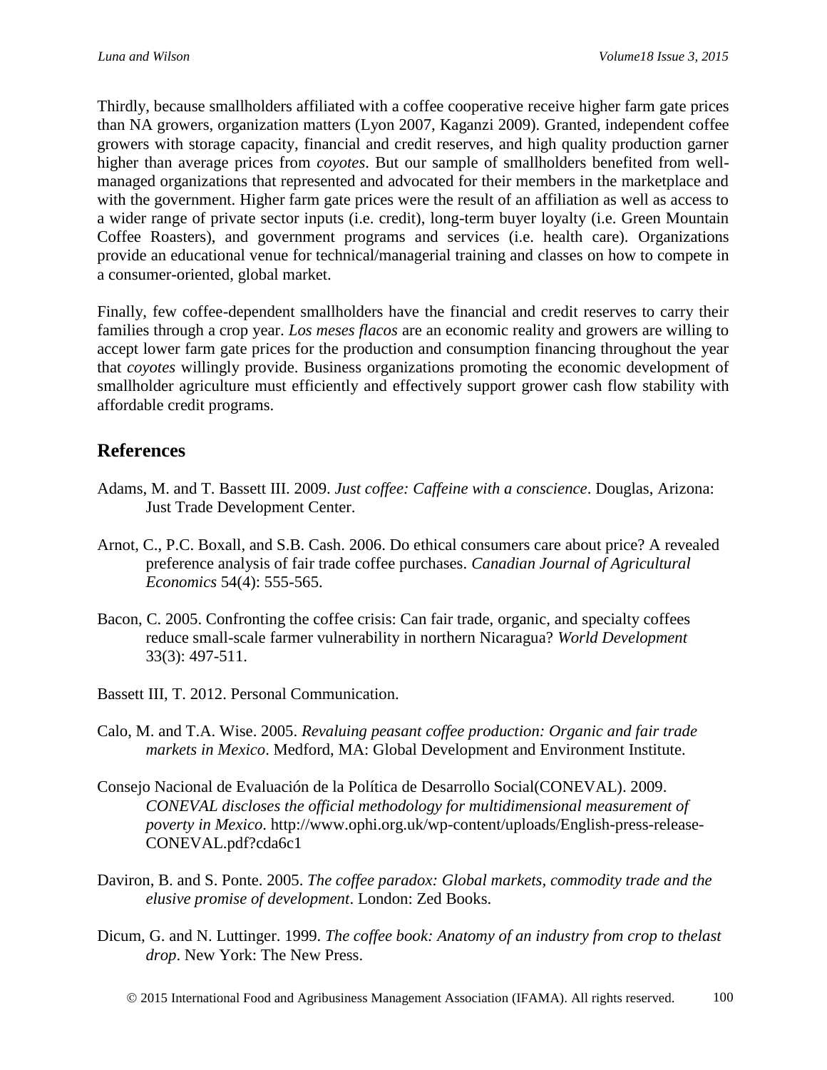Thirdly, because smallholders affiliated with a coffee cooperative receive higher farm gate prices than NA growers, organization matters (Lyon 2007, Kaganzi 2009). Granted, independent coffee growers with storage capacity, financial and credit reserves, and high quality production garner higher than average prices from *coyotes*. But our sample of smallholders benefited from well-managed organizations that represented and advocated for their members in the marketplace and with the government. Higher farm gate prices were the result of an affiliation as well as access to a wider range of private sector inputs (i.e. credit), long-term buyer loyalty (i.e. Green Mountain Coffee Roasters), and government programs and services (i.e. health care). Organizations provide an educational venue for technical/managerial training and classes on how to compete in a consumer-oriented, global market.

Finally, few coffee-dependent smallholders have the financial and credit reserves to carry their families through a crop year. *Los meses flacos* are an economic reality and growers are willing to accept lower farm gate prices for the production and consumption financing throughout the year that *coyotes* willingly provide. Business organizations promoting the economic development of smallholder agriculture must efficiently and effectively support grower cash flow stability with affordable credit programs.

## References

Adams, M. and T. Bassett III. 2009. *Just coffee: Caffeine with a conscience*. Douglas, Arizona: Just Trade Development Center.

Arnot, C., P.C. Boxall, and S.B. Cash. 2006. Do ethical consumers care about price? A revealed preference analysis of fair trade coffee purchases. *Canadian Journal of Agricultural Economics* 54(4): 555-565.

Bacon, C. 2005. Confronting the coffee crisis: Can fair trade, organic, and specialty coffees reduce small-scale farmer vulnerability in northern Nicaragua? *World Development* 33(3): 497-511.

Bassett III, T. 2012. Personal Communication.

Calo, M. and T.A. Wise. 2005. *Revaluing peasant coffee production: Organic and fair trade markets in Mexico*. Medford, MA: Global Development and Environment Institute.

Consejo Nacional de Evaluación de la Política de Desarrollo Social(CONEVAL). 2009. *CONEVAL discloses the official methodology for multidimensional measurement of poverty in Mexico*. http://www.ophi.org.uk/wp-content/uploads/English-press-release-CONEVAL.pdf?cda6c1

Daviron, B. and S. Ponte. 2005. *The coffee paradox: Global markets, commodity trade and the elusive promise of development*. London: Zed Books.

Dicum, G. and N. Luttinger. 1999. *The coffee book: Anatomy of an industry from crop to thelast drop*. New York: The New Press.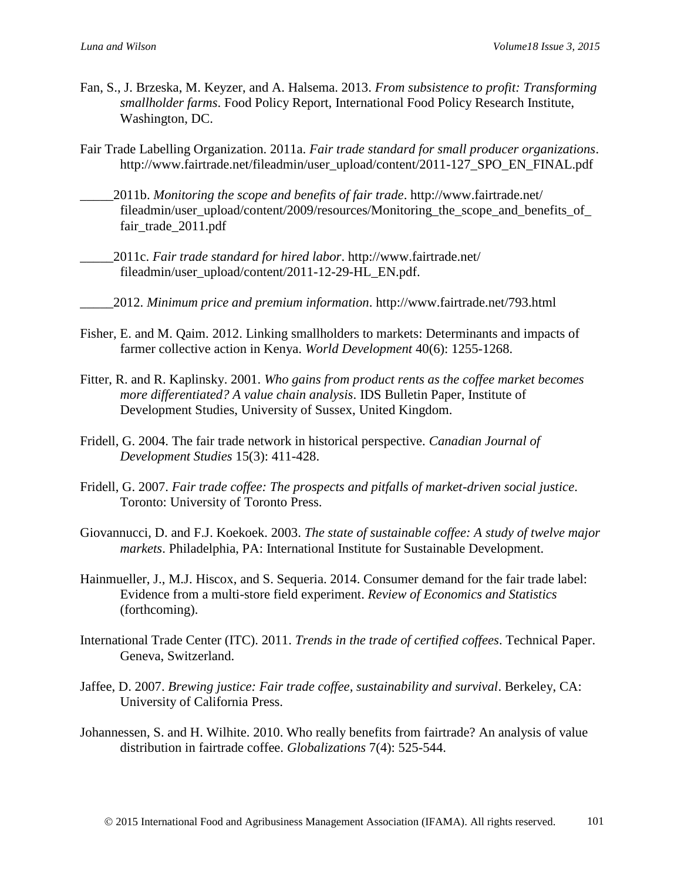Fan, S., J. Brzeska, M. Keyzer, and A. Halsema. 2013. *From subsistence to profit: Transforming smallholder farms*. Food Policy Report, International Food Policy Research Institute, Washington, DC.

Fair Trade Labelling Organization. 2011a. *Fair trade standard for small producer organizations*. http://www.fairtrade.net/fileadmin/user_upload/content/2011-127_SPO_EN_FINAL.pdf

_____2011b. *Monitoring the scope and benefits of fair trade*. http://www.fairtrade.net/fileadmin/user_upload/content/2009/resources/Monitoring_the_scope_and_benefits_of_fair_trade_2011.pdf

_____2011c. *Fair trade standard for hired labor*. http://www.fairtrade.net/fileadmin/user_upload/content/2011-12-29-HL_EN.pdf.

_____2012. *Minimum price and premium information*. http://www.fairtrade.net/793.html

Fisher, E. and M. Qaim. 2012. Linking smallholders to markets: Determinants and impacts of farmer collective action in Kenya. *World Development* 40(6): 1255-1268.

Fitter, R. and R. Kaplinsky. 2001. *Who gains from product rents as the coffee market becomes more differentiated? A value chain analysis*. IDS Bulletin Paper, Institute of Development Studies, University of Sussex, United Kingdom.

Fridell, G. 2004. The fair trade network in historical perspective. *Canadian Journal of Development Studies* 15(3): 411-428.

Fridell, G. 2007. *Fair trade coffee: The prospects and pitfalls of market-driven social justice*. Toronto: University of Toronto Press.

Giovannucci, D. and F.J. Koekoek. 2003. *The state of sustainable coffee: A study of twelve major markets*. Philadelphia, PA: International Institute for Sustainable Development.

Hainmueller, J., M.J. Hiscox, and S. Sequeria. 2014. Consumer demand for the fair trade label: Evidence from a multi-store field experiment. *Review of Economics and Statistics* (forthcoming).

International Trade Center (ITC). 2011. *Trends in the trade of certified coffees*. Technical Paper. Geneva, Switzerland.

Jaffee, D. 2007. *Brewing justice: Fair trade coffee, sustainability and survival*. Berkeley, CA: University of California Press.

Johannessen, S. and H. Wilhite. 2010. Who really benefits from fairtrade? An analysis of value distribution in fairtrade coffee. *Globalizations* 7(4): 525-544.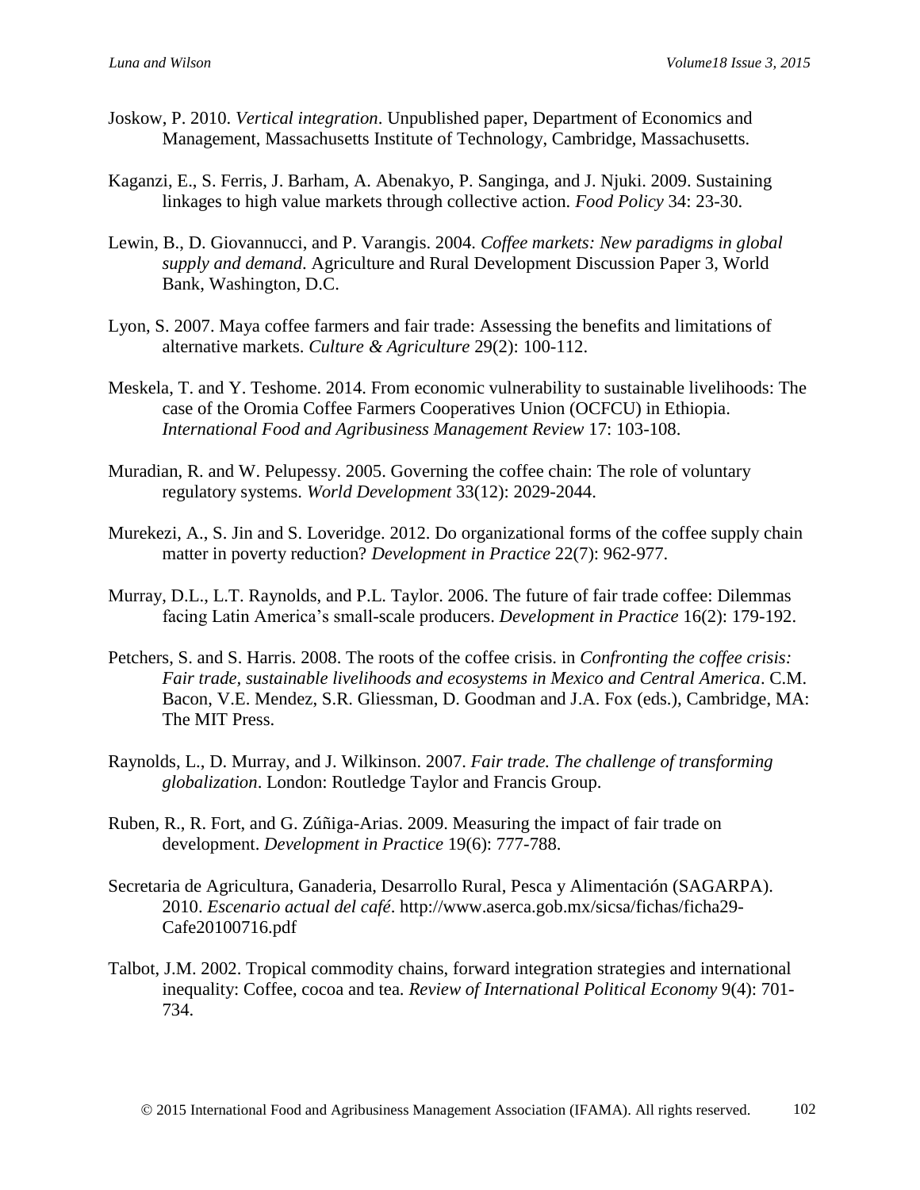Joskow, P. 2010. *Vertical integration*. Unpublished paper, Department of Economics and Management, Massachusetts Institute of Technology, Cambridge, Massachusetts.

Kaganzi, E., S. Ferris, J. Barham, A. Abenakyo, P. Sanginga, and J. Njuki. 2009. Sustaining linkages to high value markets through collective action. *Food Policy* 34: 23-30.

Lewin, B., D. Giovannucci, and P. Varangis. 2004. *Coffee markets: New paradigms in global supply and demand*. Agriculture and Rural Development Discussion Paper 3, World Bank, Washington, D.C.

Lyon, S. 2007. Maya coffee farmers and fair trade: Assessing the benefits and limitations of alternative markets. *Culture & Agriculture* 29(2): 100-112.

Meskela, T. and Y. Teshome. 2014. From economic vulnerability to sustainable livelihoods: The case of the Oromia Coffee Farmers Cooperatives Union (OCFCU) in Ethiopia. *International Food and Agribusiness Management Review* 17: 103-108.

Muradian, R. and W. Pelupessy. 2005. Governing the coffee chain: The role of voluntary regulatory systems. *World Development* 33(12): 2029-2044.

Murekezi, A., S. Jin and S. Loveridge. 2012. Do organizational forms of the coffee supply chain matter in poverty reduction? *Development in Practice* 22(7): 962-977.

Murray, D.L., L.T. Raynolds, and P.L. Taylor. 2006. The future of fair trade coffee: Dilemmas facing Latin America's small-scale producers. *Development in Practice* 16(2): 179-192.

Petchers, S. and S. Harris. 2008. The roots of the coffee crisis. in *Confronting the coffee crisis: Fair trade, sustainable livelihoods and ecosystems in Mexico and Central America*. C.M. Bacon, V.E. Mendez, S.R. Gliessman, D. Goodman and J.A. Fox (eds.), Cambridge, MA: The MIT Press.

Raynolds, L., D. Murray, and J. Wilkinson. 2007. *Fair trade. The challenge of transforming globalization*. London: Routledge Taylor and Francis Group.

Ruben, R., R. Fort, and G. Zúñiga-Arias. 2009. Measuring the impact of fair trade on development. *Development in Practice* 19(6): 777-788.

Secretaria de Agricultura, Ganaderia, Desarrollo Rural, Pesca y Alimentación (SAGARPA). 2010. *Escenario actual del café*. http://www.aserca.gob.mx/sicsa/fichas/ficha29-Cafe20100716.pdf

Talbot, J.M. 2002. Tropical commodity chains, forward integration strategies and international inequality: Coffee, cocoa and tea. *Review of International Political Economy* 9(4): 701-734.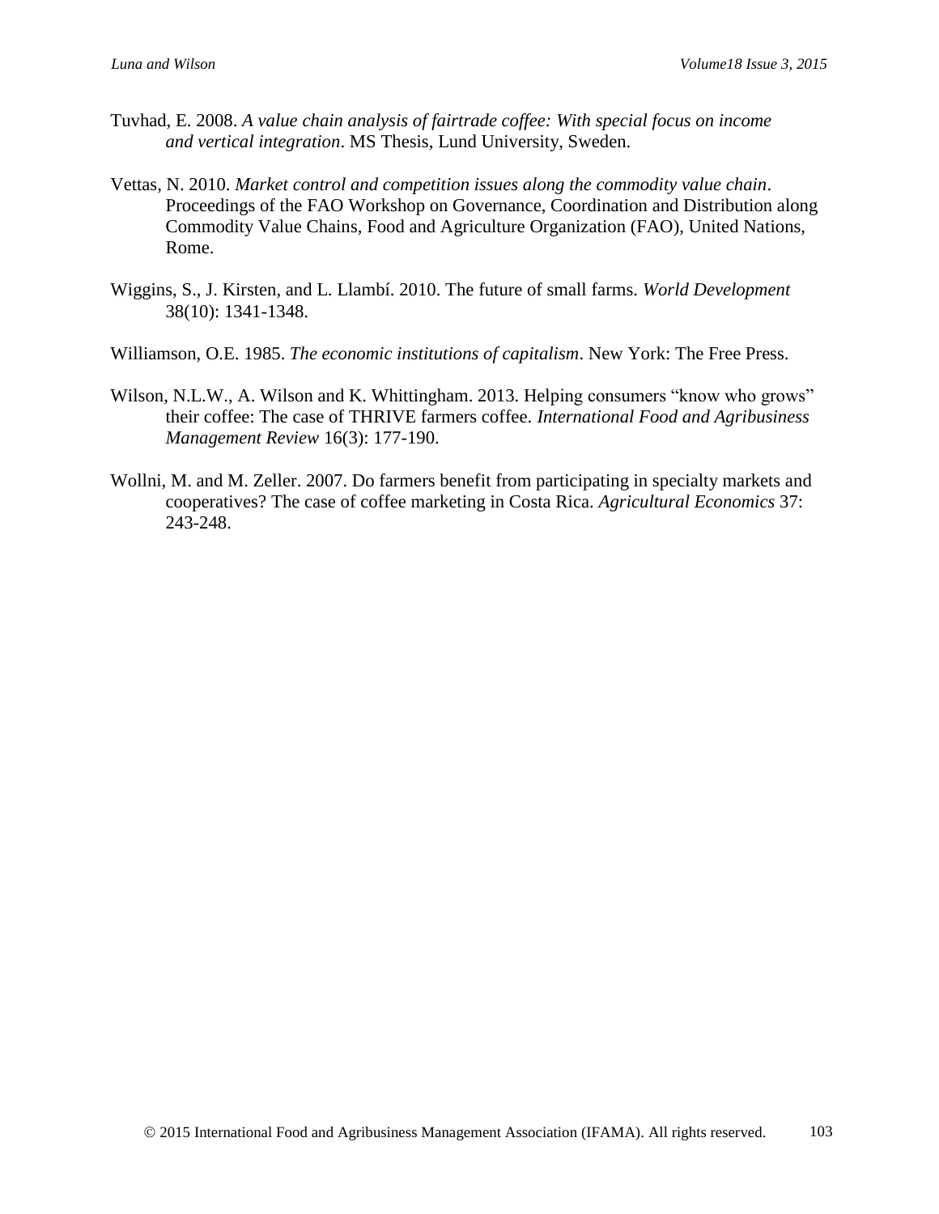Tuvhad, E. 2008. *A value chain analysis of fairtrade coffee: With special focus on income and vertical integration*. MS Thesis, Lund University, Sweden.

Vettas, N. 2010. *Market control and competition issues along the commodity value chain*. Proceedings of the FAO Workshop on Governance, Coordination and Distribution along Commodity Value Chains, Food and Agriculture Organization (FAO), United Nations, Rome.

Wiggins, S., J. Kirsten, and L. Llambí. 2010. The future of small farms. *World Development* 38(10): 1341-1348.

Williamson, O.E. 1985. *The economic institutions of capitalism*. New York: The Free Press.

Wilson, N.L.W., A. Wilson and K. Whittingham. 2013. Helping consumers "know who grows" their coffee: The case of THRIVE farmers coffee. *International Food and Agribusiness Management Review* 16(3): 177-190.

Wollni, M. and M. Zeller. 2007. Do farmers benefit from participating in specialty markets and cooperatives? The case of coffee marketing in Costa Rica. *Agricultural Economics* 37: 243-248.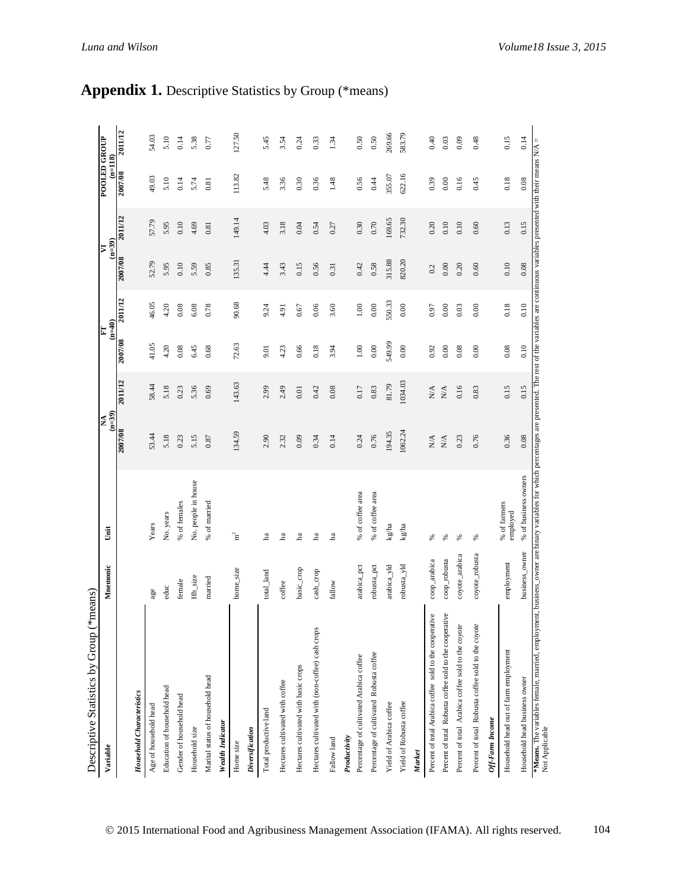## **Appendix 1.** Descriptive Statistics by Group (*means)

| Variable | Mnemonic | Unit | NA (n=39) | | FT (n=40) | | VI (n=39) | | POOLED GROUP (n=118) | |
|---|---|---|---|---|---|---|---|---|---|---|
| | | | 2007/08 | 2011/12 | 2007/08 | 2011/12 | 2007/08 | 2011/12 | 2007/08 | 2011/12 |
| ***Household Characteristics*** | | | | | | | | | | |
| Age of household head | age | Years | 53.44 | 58.44 | 41.05 | 46.05 | 52.79 | 57.79 | 49.03 | 54.03 |
| Education of household head | educ | No. years | 5.18 | 5.18 | 4.20 | 4.20 | 5.95 | 5.95 | 5.10 | 5.10 |
| Gender of household head | female | % of females | 0.23 | 0.23 | 0.08 | 0.08 | 0.10 | 0.10 | 0.14 | 0.14 |
| Household size | Hh_size | No. people in house | 5.15 | 5.36 | 6.45 | 6.08 | 5.59 | 4.69 | 5.74 | 5.38 |
| Marital status of household head | married | % of married | 0.87 | 0.69 | 0.68 | 0.78 | 0.85 | 0.81 | 0.81 | 0.77 |
| ***Wealth Indicator*** | | | | | | | | | | |
| Home size | home_size | $m^2$ | 134.59 | 143.63 | 72.63 | 90.68 | 135.31 | 149.14 | 113.82 | 127.50 |
| ***Diversification*** | | | | | | | | | | |
| Total productive land | total_land | ha | 2.90 | 2.99 | 9.01 | 9.24 | 4.44 | 4.03 | 5.48 | 5.45 |
| Hectares cultivated with coffee | coffee | ha | 2.32 | 2.49 | 4.23 | 4.91 | 3.43 | 3.18 | 3.36 | 3.54 |
| Hectares cultivated with basic crops | basic_crop | ha | 0.09 | 0.01 | 0.66 | 0.67 | 0.15 | 0.04 | 0.30 | 0.24 |
| Hectares cultivated with (non-coffee) cash crops | cash_crop | ha | 0.34 | 0.42 | 0.18 | 0.06 | 0.56 | 0.54 | 0.36 | 0.33 |
| Fallow land | fallow | ha | 0.14 | 0.08 | 3.94 | 3.60 | 0.31 | 0.27 | 1.48 | 1.34 |
| ***Productivity*** | | | | | | | | | | |
| Percentage of cultivated Arabica coffee | arabica_pct | % of coffee area | 0.24 | 0.17 | 1.00 | 1.00 | 0.42 | 0.30 | 0.56 | 0.50 |
| Percentage of cultivated Robusta coffee | robusta_pct | % of coffee area | 0.76 | 0.83 | 0.00 | 0.00 | 0.58 | 0.70 | 0.44 | 0.50 |
| Yield of Arabica coffee | arabica_yld | kg/ha | 194.35 | 81.79 | 549.99 | 550.33 | 315.88 | 169.65 | 355.07 | 269.66 |
| Yield of Robusta coffee | robusta_yld | kg/ha | 1062.24 | 1034.03 | 0.00 | 0.00 | 820.20 | 732.30 | 622.16 | 583.79 |
| ***Market*** | | | | | | | | | | |
| Percent of total Arabica coffee sold to the cooperative | coop_arabica | % | N/A | N/A | 0.92 | 0.97 | 0.2 | 0.20 | 0.39 | 0.40 |
| Percent of total Robusta coffee sold to the cooperative | coop_robusta | % | N/A | N/A | 0.00 | 0.00 | 0.00 | 0.10 | 0.00 | 0.03 |
| Percent of total Arabica coffee sold to the *coyote* | coyote_arabica | % | 0.23 | 0.16 | 0.08 | 0.03 | 0.20 | 0.10 | 0.16 | 0.09 |
| Percent of total Robusta coffee sold to the *coyote* | coyote_robusta | % | 0.76 | 0.83 | 0.00 | 0.00 | 0.60 | 0.60 | 0.45 | 0.48 |
| ***Off-Farm Income*** | | | | | | | | | | |
| Household head out of farm employment | employment | % of farmers employed | 0.36 | 0.15 | 0.08 | 0.18 | 0.10 | 0.13 | 0.18 | 0.15 |
| Household head business owner | business_owner | % of business owners | 0.08 | 0.15 | 0.10 | 0.10 | 0.08 | 0.15 | 0.08 | 0.14 |

***Means.** The variables female, married, employment, business_owner are binary variables for which percentages are presented. The rest of the variables are continuous variables presented with their means N/A = Not Applicable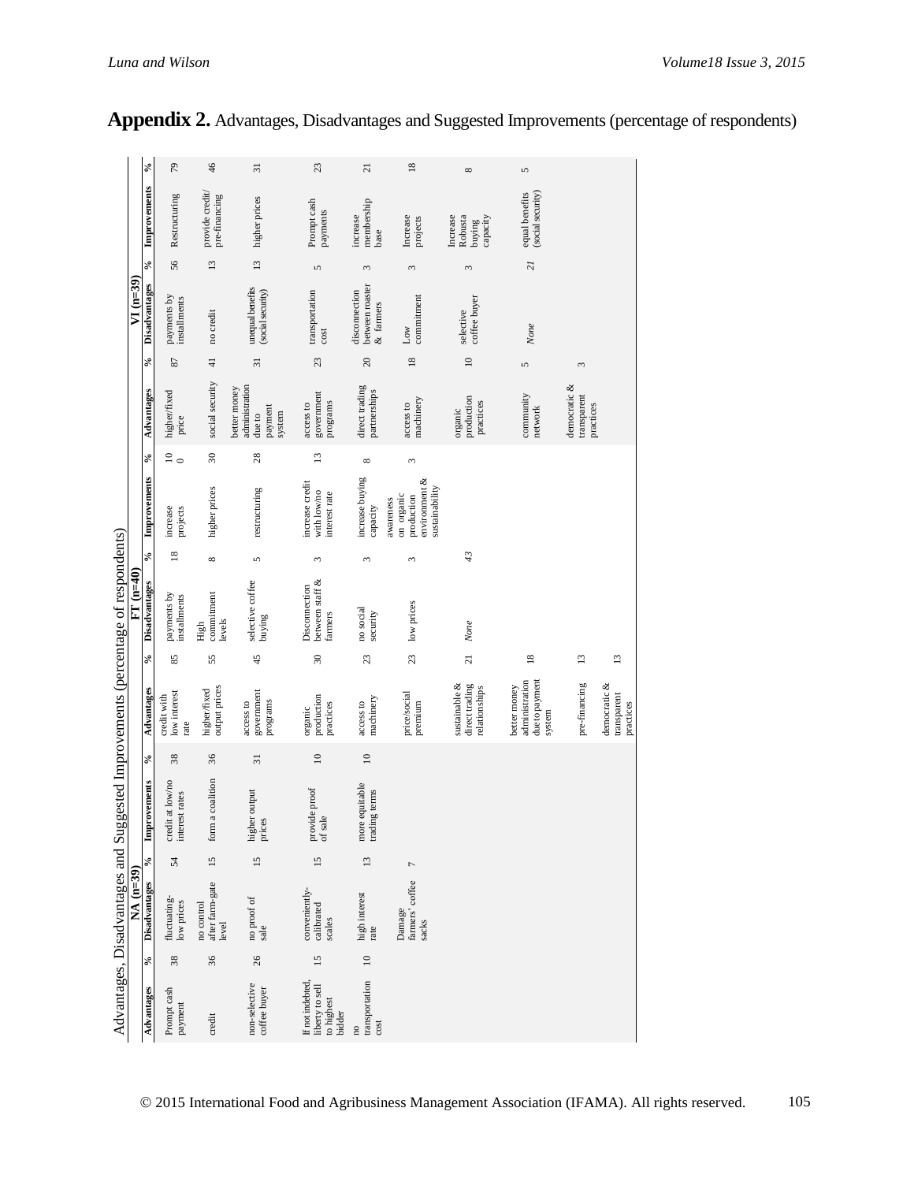## Appendix 2. Advantages, Disadvantages and Suggested Improvements (percentage of respondents)

| NA (n=39) | | | | | | FT (n=40) | | | | | | VI (n=39) | | | | | |
|---|---|---|---|---|---|---|---|---|---|---|---|---|---|---|---|---|---|
| Advantages | % | Disadvantages | % | Improvements | % | Advantages | % | Disadvantages | % | Improvements | % | Advantages | % | Disadvantages | % | Improvements | % |
| Prompt cash payment | 38 | fluctuating-low prices | 54 | credit at low/no interest rates | 38 | credit with low interest rate | 85 | payments by installments | 18 | increase projects | 10 | higher/fixed price | 87 | payments by installments | 56 | Restructuring | 79 |
| credit | 36 | no control after farm-gate level | 15 | form a coalition | 36 | higher/fixed output prices | 55 | High commitment levels | 8 | higher prices | 30 | social security | 41 | no credit | 13 | provide credit/ pre-financing | 46 |
| non-selective coffee buyer | 26 | no proof of sale | 15 | higher output prices | 31 | access to government programs | 45 | selective coffee buying | 5 | restructuring | 28 | better money administration due to payment system | 31 | unequal benefits (social security) | 13 | higher prices | 31 |
| If not indebted, liberty to sell to highest bidder | 15 | conveniently-calibrated scales | 15 | provide proof of sale | 10 | organic production practices | 30 | Disconnection between staff & farmers | 3 | increase credit with low/no interest rate | 13 | access to government programs | 23 | transportation cost | 5 | Prompt cash payments | 23 |
| no transportation cost | 10 | high interest rate | 13 | more equitable trading terms | 10 | access to machinery | 23 | no social security | 3 | increase buying capacity | 8 | direct trading partnerships | 20 | disconnection between roaster & farmers | 3 | increase membership base | 21 |
| | | Damage farmers' coffee sacks | 7 | | | price/social premium | 23 | low prices | 3 | awareness on organic production environment & sustainability | 3 | access to machinery | 18 | Low commitment | 3 | Increase projects | 18 |
| | | | | | | sustainable & direct trading relationships | 21 | *None* | *43* | | | organic production practices | 10 | selective coffee buyer | 3 | Increase Robusta buying capacity | 8 |
| | | | | | | better money administration due to payment system | 18 | | | | | community network | 5 | *None* | *21* | equal benefits (social security) | 5 |
| | | | | | | pre-financing | 13 | | | | | democratic & transparent practices | 3 | | | | |
| | | | | | | democratic & transparent practices | 13 | | | | | | | | | | |